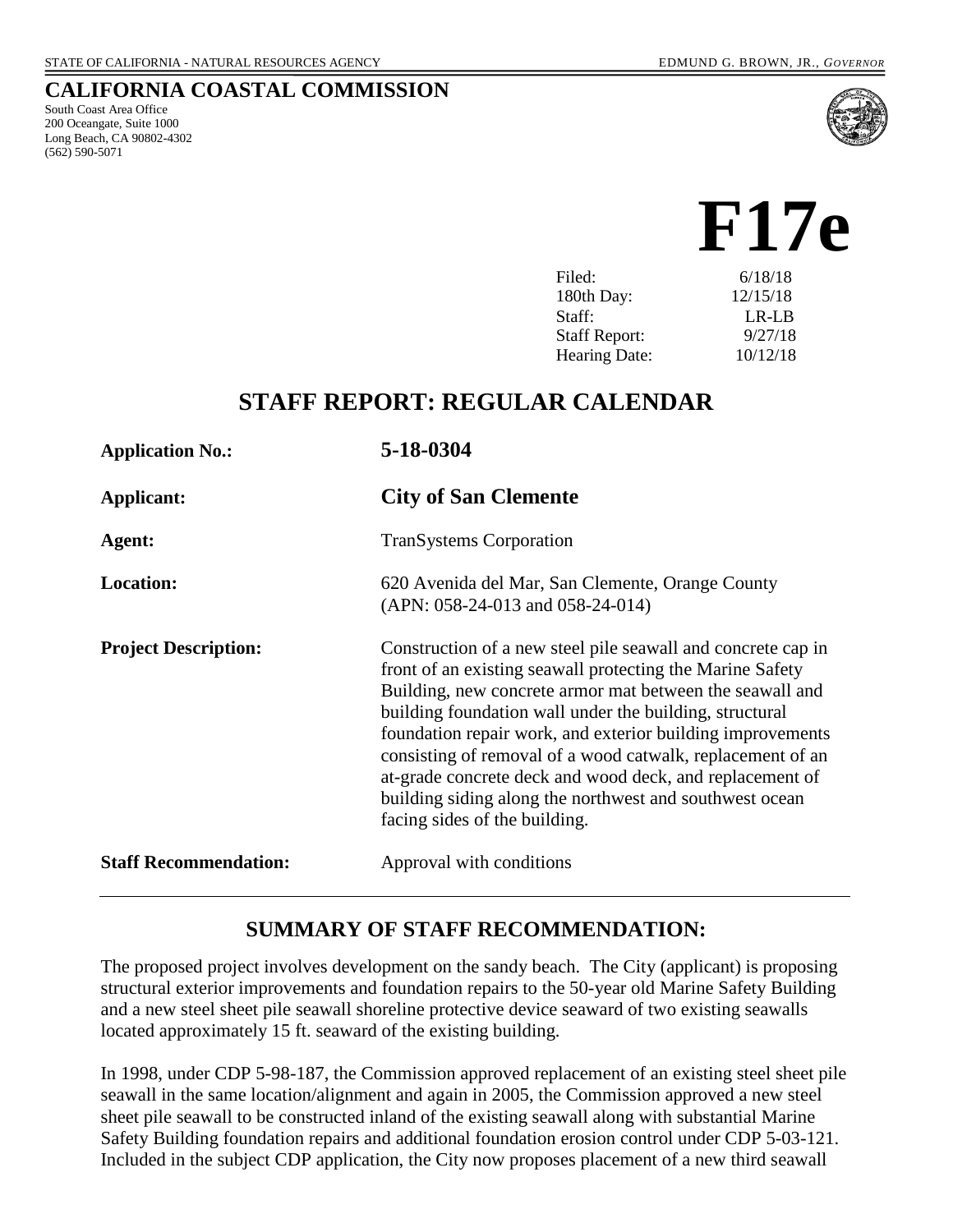STATE OF CALIFORNIA - NATURAL RESOURCES AGENCY EDMUND G. BROWN, JR., *GOVERNOR*

**CALIFORNIA COASTAL COMMISSION**
South Coast Area Office
200 Oceangate, Suite 1000
Long Beach, CA 90802-4302
(562) 590-5071

# F17e

| | |
|---|---|
| Filed: | 6/18/18 |
| 180th Day: | 12/15/18 |
| Staff: | LR-LB |
| Staff Report: | 9/27/18 |
| Hearing Date: | 10/12/18 |

## STAFF REPORT: REGULAR CALENDAR

| | |
|---|---|
| **Application No.:** | **5-18-0304** |
| **Applicant:** | **City of San Clemente** |
| **Agent:** | TranSystems Corporation |
| **Location:** | 620 Avenida del Mar, San Clemente, Orange County (APN: 058-24-013 and 058-24-014) |
| **Project Description:** | Construction of a new steel pile seawall and concrete cap in front of an existing seawall protecting the Marine Safety Building, new concrete armor mat between the seawall and building foundation wall under the building, structural foundation repair work, and exterior building improvements consisting of removal of a wood catwalk, replacement of an at-grade concrete deck and wood deck, and replacement of building siding along the northwest and southwest ocean facing sides of the building. |
| **Staff Recommendation:** | Approval with conditions |

## SUMMARY OF STAFF RECOMMENDATION:

The proposed project involves development on the sandy beach. The City (applicant) is proposing structural exterior improvements and foundation repairs to the 50-year old Marine Safety Building and a new steel sheet pile seawall shoreline protective device seaward of two existing seawalls located approximately 15 ft. seaward of the existing building.

In 1998, under CDP 5-98-187, the Commission approved replacement of an existing steel sheet pile seawall in the same location/alignment and again in 2005, the Commission approved a new steel sheet pile seawall to be constructed inland of the existing seawall along with substantial Marine Safety Building foundation repairs and additional foundation erosion control under CDP 5-03-121. Included in the subject CDP application, the City now proposes placement of a new third seawall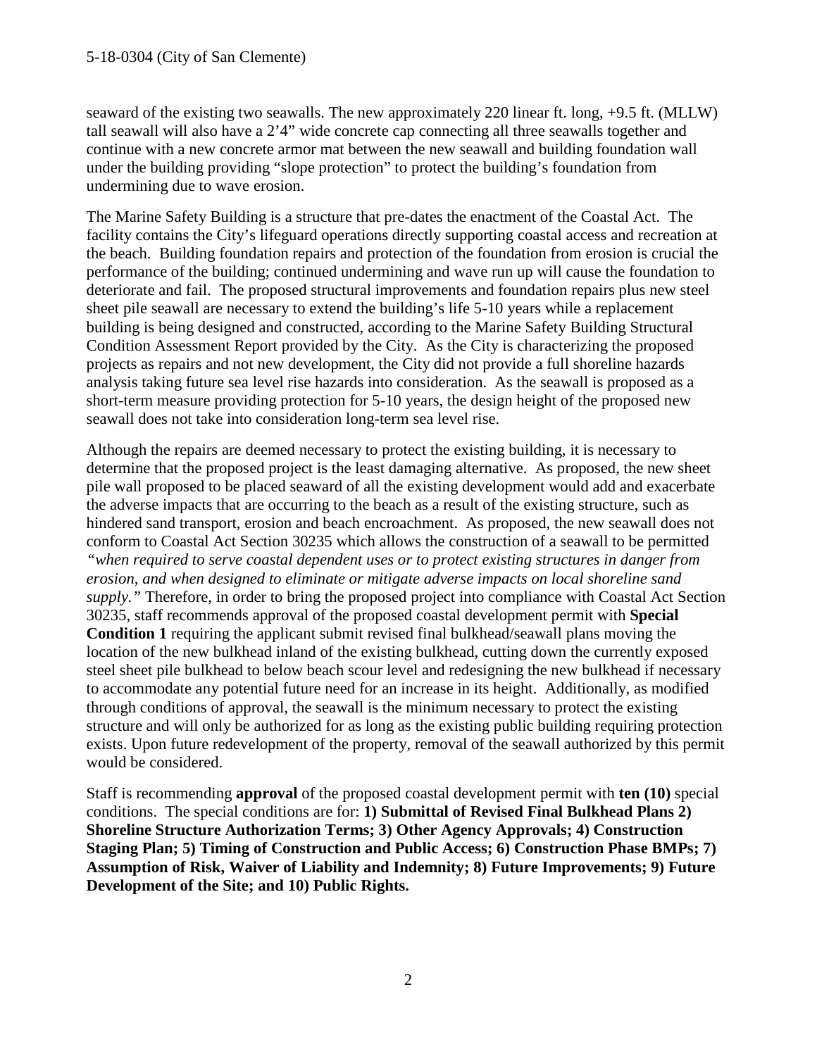seaward of the existing two seawalls. The new approximately 220 linear ft. long, +9.5 ft. (MLLW) tall seawall will also have a 2'4" wide concrete cap connecting all three seawalls together and continue with a new concrete armor mat between the new seawall and building foundation wall under the building providing "slope protection" to protect the building's foundation from undermining due to wave erosion.

The Marine Safety Building is a structure that pre-dates the enactment of the Coastal Act. The facility contains the City's lifeguard operations directly supporting coastal access and recreation at the beach. Building foundation repairs and protection of the foundation from erosion is crucial the performance of the building; continued undermining and wave run up will cause the foundation to deteriorate and fail. The proposed structural improvements and foundation repairs plus new steel sheet pile seawall are necessary to extend the building's life 5-10 years while a replacement building is being designed and constructed, according to the Marine Safety Building Structural Condition Assessment Report provided by the City. As the City is characterizing the proposed projects as repairs and not new development, the City did not provide a full shoreline hazards analysis taking future sea level rise hazards into consideration. As the seawall is proposed as a short-term measure providing protection for 5-10 years, the design height of the proposed new seawall does not take into consideration long-term sea level rise.

Although the repairs are deemed necessary to protect the existing building, it is necessary to determine that the proposed project is the least damaging alternative. As proposed, the new sheet pile wall proposed to be placed seaward of all the existing development would add and exacerbate the adverse impacts that are occurring to the beach as a result of the existing structure, such as hindered sand transport, erosion and beach encroachment. As proposed, the new seawall does not conform to Coastal Act Section 30235 which allows the construction of a seawall to be permitted *"when required to serve coastal dependent uses or to protect existing structures in danger from erosion, and when designed to eliminate or mitigate adverse impacts on local shoreline sand supply."* Therefore, in order to bring the proposed project into compliance with Coastal Act Section 30235, staff recommends approval of the proposed coastal development permit with **Special Condition 1** requiring the applicant submit revised final bulkhead/seawall plans moving the location of the new bulkhead inland of the existing bulkhead, cutting down the currently exposed steel sheet pile bulkhead to below beach scour level and redesigning the new bulkhead if necessary to accommodate any potential future need for an increase in its height. Additionally, as modified through conditions of approval, the seawall is the minimum necessary to protect the existing structure and will only be authorized for as long as the existing public building requiring protection exists. Upon future redevelopment of the property, removal of the seawall authorized by this permit would be considered.

Staff is recommending **approval** of the proposed coastal development permit with **ten (10)** special conditions. The special conditions are for: **1) Submittal of Revised Final Bulkhead Plans 2) Shoreline Structure Authorization Terms; 3) Other Agency Approvals; 4) Construction Staging Plan; 5) Timing of Construction and Public Access; 6) Construction Phase BMPs; 7) Assumption of Risk, Waiver of Liability and Indemnity; 8) Future Improvements; 9) Future Development of the Site; and 10) Public Rights.**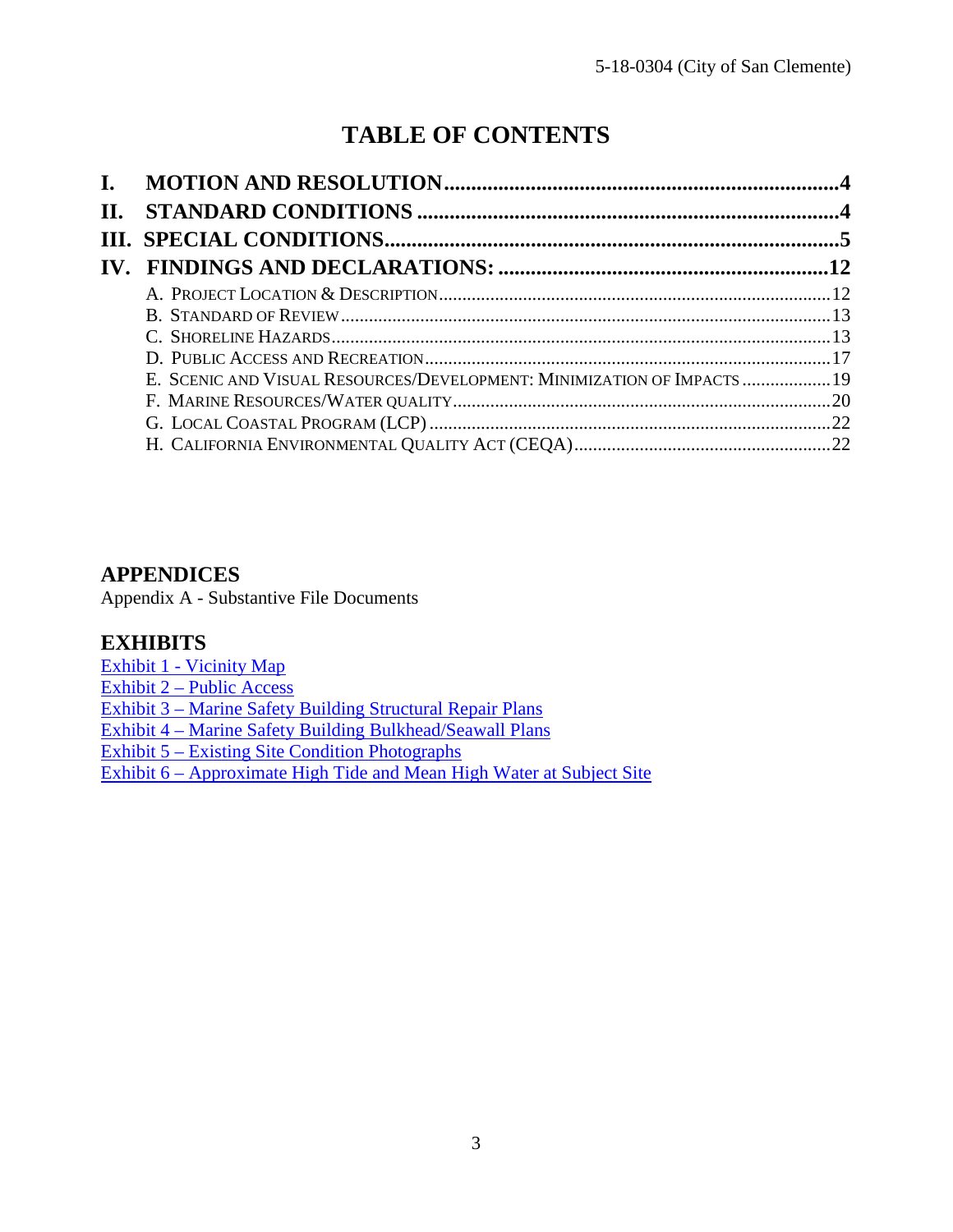# TABLE OF CONTENTS

**I. MOTION AND RESOLUTION** ........................................................................ **4**

**II. STANDARD CONDITIONS** ............................................................................ **4**

**III. SPECIAL CONDITIONS** ................................................................................. **5**

**IV. FINDINGS AND DECLARATIONS:** ................................................................ **12**

- A. Project Location & Description ........................................................................ 12
- B. Standard of Review ........................................................................................ 13
- C. Shoreline Hazards .......................................................................................... 13
- D. Public Access and Recreation ......................................................................... 17
- E. Scenic and Visual Resources/Development: Minimization of Impacts .................. 19
- F. Marine Resources/Water quality ...................................................................... 20
- G. Local Coastal Program (LCP) ......................................................................... 22
- H. California Environmental Quality Act (CEQA) .................................................. 22

## APPENDICES

Appendix A - Substantive File Documents

## EXHIBITS

Exhibit 1 - Vicinity Map
Exhibit 2 – Public Access
Exhibit 3 – Marine Safety Building Structural Repair Plans
Exhibit 4 – Marine Safety Building Bulkhead/Seawall Plans
Exhibit 5 – Existing Site Condition Photographs
Exhibit 6 – Approximate High Tide and Mean High Water at Subject Site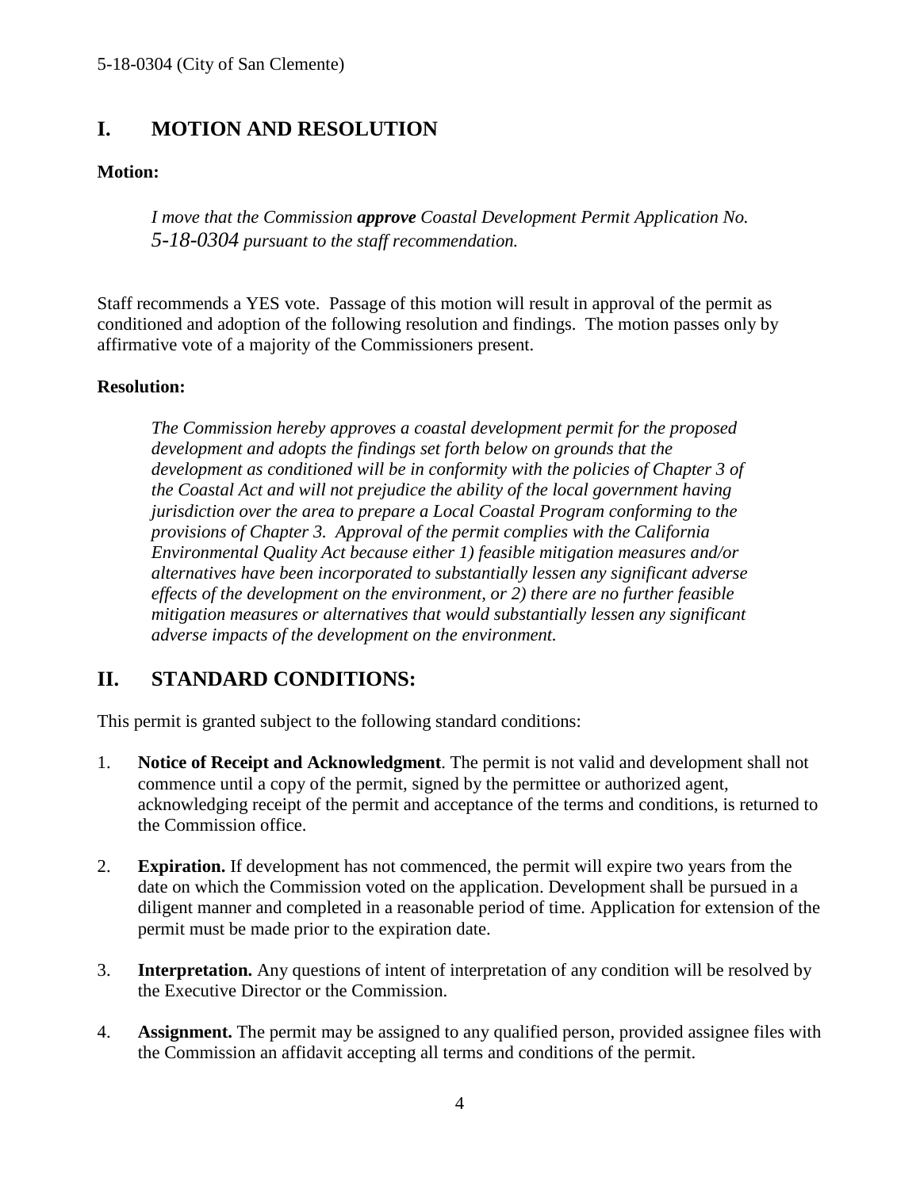## I. MOTION AND RESOLUTION

**Motion:**

*I move that the Commission **approve** Coastal Development Permit Application No. 5-18-0304 pursuant to the staff recommendation.*

Staff recommends a YES vote. Passage of this motion will result in approval of the permit as conditioned and adoption of the following resolution and findings. The motion passes only by affirmative vote of a majority of the Commissioners present.

**Resolution:**

*The Commission hereby approves a coastal development permit for the proposed development and adopts the findings set forth below on grounds that the development as conditioned will be in conformity with the policies of Chapter 3 of the Coastal Act and will not prejudice the ability of the local government having jurisdiction over the area to prepare a Local Coastal Program conforming to the provisions of Chapter 3. Approval of the permit complies with the California Environmental Quality Act because either 1) feasible mitigation measures and/or alternatives have been incorporated to substantially lessen any significant adverse effects of the development on the environment, or 2) there are no further feasible mitigation measures or alternatives that would substantially lessen any significant adverse impacts of the development on the environment.*

## II. STANDARD CONDITIONS:

This permit is granted subject to the following standard conditions:

1. **Notice of Receipt and Acknowledgment**. The permit is not valid and development shall not commence until a copy of the permit, signed by the permittee or authorized agent, acknowledging receipt of the permit and acceptance of the terms and conditions, is returned to the Commission office.

2. **Expiration.** If development has not commenced, the permit will expire two years from the date on which the Commission voted on the application. Development shall be pursued in a diligent manner and completed in a reasonable period of time. Application for extension of the permit must be made prior to the expiration date.

3. **Interpretation.** Any questions of intent of interpretation of any condition will be resolved by the Executive Director or the Commission.

4. **Assignment.** The permit may be assigned to any qualified person, provided assignee files with the Commission an affidavit accepting all terms and conditions of the permit.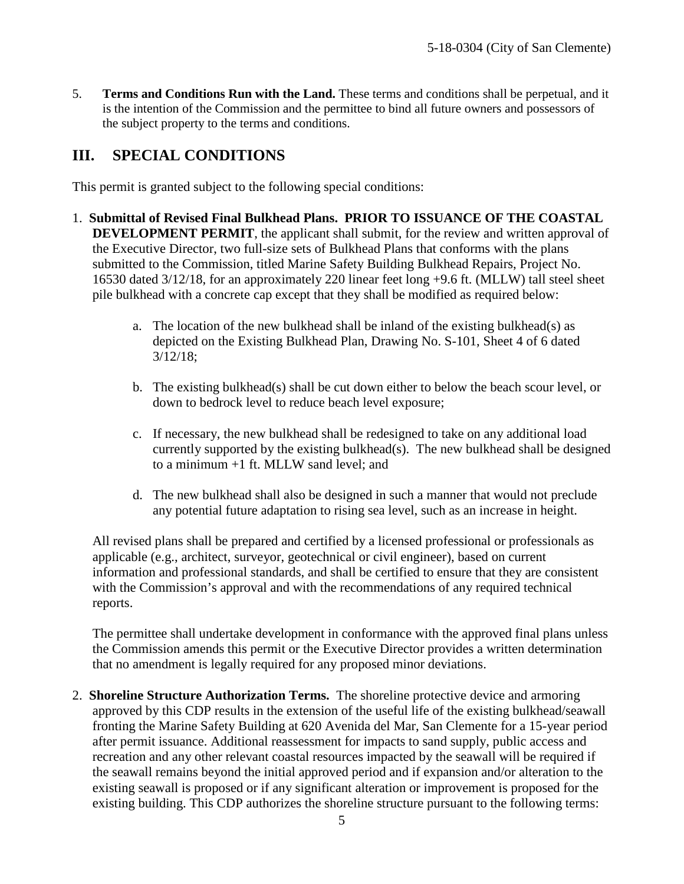5. **Terms and Conditions Run with the Land.** These terms and conditions shall be perpetual, and it is the intention of the Commission and the permittee to bind all future owners and possessors of the subject property to the terms and conditions.

## III. SPECIAL CONDITIONS

This permit is granted subject to the following special conditions:

1. **Submittal of Revised Final Bulkhead Plans. PRIOR TO ISSUANCE OF THE COASTAL DEVELOPMENT PERMIT**, the applicant shall submit, for the review and written approval of the Executive Director, two full-size sets of Bulkhead Plans that conforms with the plans submitted to the Commission, titled Marine Safety Building Bulkhead Repairs, Project No. 16530 dated 3/12/18, for an approximately 220 linear feet long +9.6 ft. (MLLW) tall steel sheet pile bulkhead with a concrete cap except that they shall be modified as required below:

   a. The location of the new bulkhead shall be inland of the existing bulkhead(s) as depicted on the Existing Bulkhead Plan, Drawing No. S-101, Sheet 4 of 6 dated 3/12/18;

   b. The existing bulkhead(s) shall be cut down either to below the beach scour level, or down to bedrock level to reduce beach level exposure;

   c. If necessary, the new bulkhead shall be redesigned to take on any additional load currently supported by the existing bulkhead(s). The new bulkhead shall be designed to a minimum +1 ft. MLLW sand level; and

   d. The new bulkhead shall also be designed in such a manner that would not preclude any potential future adaptation to rising sea level, such as an increase in height.

   All revised plans shall be prepared and certified by a licensed professional or professionals as applicable (e.g., architect, surveyor, geotechnical or civil engineer), based on current information and professional standards, and shall be certified to ensure that they are consistent with the Commission's approval and with the recommendations of any required technical reports.

   The permittee shall undertake development in conformance with the approved final plans unless the Commission amends this permit or the Executive Director provides a written determination that no amendment is legally required for any proposed minor deviations.

2. **Shoreline Structure Authorization Terms.** The shoreline protective device and armoring approved by this CDP results in the extension of the useful life of the existing bulkhead/seawall fronting the Marine Safety Building at 620 Avenida del Mar, San Clemente for a 15-year period after permit issuance. Additional reassessment for impacts to sand supply, public access and recreation and any other relevant coastal resources impacted by the seawall will be required if the seawall remains beyond the initial approved period and if expansion and/or alteration to the existing seawall is proposed or if any significant alteration or improvement is proposed for the existing building. This CDP authorizes the shoreline structure pursuant to the following terms: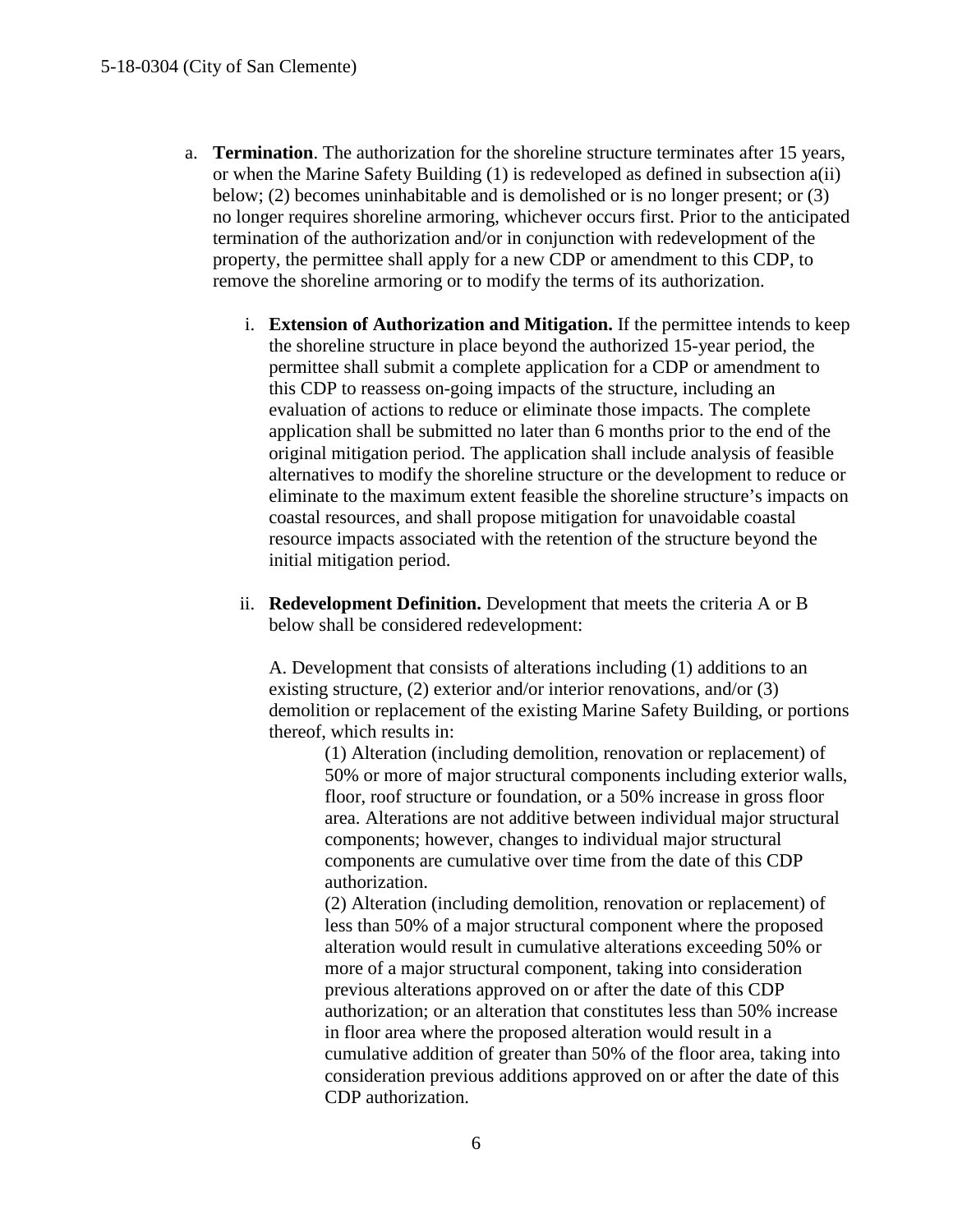a. **Termination**. The authorization for the shoreline structure terminates after 15 years, or when the Marine Safety Building (1) is redeveloped as defined in subsection a(ii) below; (2) becomes uninhabitable and is demolished or is no longer present; or (3) no longer requires shoreline armoring, whichever occurs first. Prior to the anticipated termination of the authorization and/or in conjunction with redevelopment of the property, the permittee shall apply for a new CDP or amendment to this CDP, to remove the shoreline armoring or to modify the terms of its authorization.

   i. **Extension of Authorization and Mitigation.** If the permittee intends to keep the shoreline structure in place beyond the authorized 15-year period, the permittee shall submit a complete application for a CDP or amendment to this CDP to reassess on-going impacts of the structure, including an evaluation of actions to reduce or eliminate those impacts. The complete application shall be submitted no later than 6 months prior to the end of the original mitigation period. The application shall include analysis of feasible alternatives to modify the shoreline structure or the development to reduce or eliminate to the maximum extent feasible the shoreline structure's impacts on coastal resources, and shall propose mitigation for unavoidable coastal resource impacts associated with the retention of the structure beyond the initial mitigation period.

   ii. **Redevelopment Definition.** Development that meets the criteria A or B below shall be considered redevelopment:

   A. Development that consists of alterations including (1) additions to an existing structure, (2) exterior and/or interior renovations, and/or (3) demolition or replacement of the existing Marine Safety Building, or portions thereof, which results in:

   (1) Alteration (including demolition, renovation or replacement) of 50% or more of major structural components including exterior walls, floor, roof structure or foundation, or a 50% increase in gross floor area. Alterations are not additive between individual major structural components; however, changes to individual major structural components are cumulative over time from the date of this CDP authorization.

   (2) Alteration (including demolition, renovation or replacement) of less than 50% of a major structural component where the proposed alteration would result in cumulative alterations exceeding 50% or more of a major structural component, taking into consideration previous alterations approved on or after the date of this CDP authorization; or an alteration that constitutes less than 50% increase in floor area where the proposed alteration would result in a cumulative addition of greater than 50% of the floor area, taking into consideration previous additions approved on or after the date of this CDP authorization.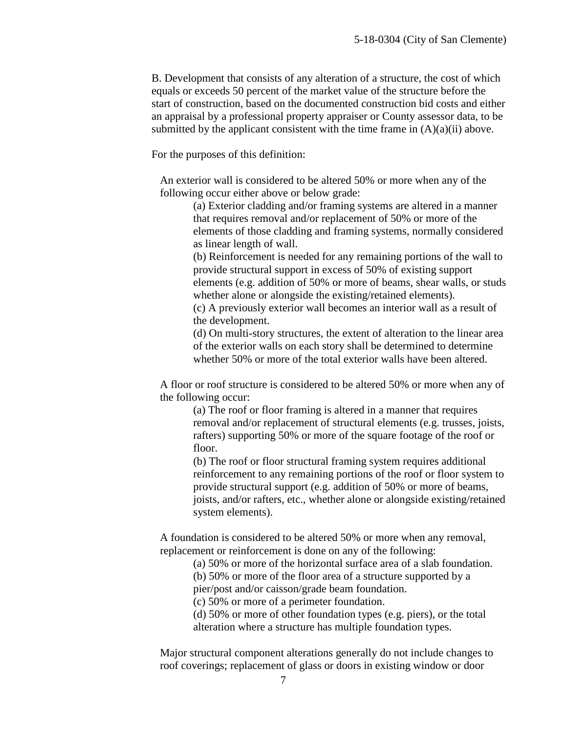B. Development that consists of any alteration of a structure, the cost of which equals or exceeds 50 percent of the market value of the structure before the start of construction, based on the documented construction bid costs and either an appraisal by a professional property appraiser or County assessor data, to be submitted by the applicant consistent with the time frame in (A)(a)(ii) above.

For the purposes of this definition:

An exterior wall is considered to be altered 50% or more when any of the following occur either above or below grade:

(a) Exterior cladding and/or framing systems are altered in a manner that requires removal and/or replacement of 50% or more of the elements of those cladding and framing systems, normally considered as linear length of wall.

(b) Reinforcement is needed for any remaining portions of the wall to provide structural support in excess of 50% of existing support elements (e.g. addition of 50% or more of beams, shear walls, or studs whether alone or alongside the existing/retained elements).

(c) A previously exterior wall becomes an interior wall as a result of the development.

(d) On multi-story structures, the extent of alteration to the linear area of the exterior walls on each story shall be determined to determine whether 50% or more of the total exterior walls have been altered.

A floor or roof structure is considered to be altered 50% or more when any of the following occur:

(a) The roof or floor framing is altered in a manner that requires removal and/or replacement of structural elements (e.g. trusses, joists, rafters) supporting 50% or more of the square footage of the roof or floor.

(b) The roof or floor structural framing system requires additional reinforcement to any remaining portions of the roof or floor system to provide structural support (e.g. addition of 50% or more of beams, joists, and/or rafters, etc., whether alone or alongside existing/retained system elements).

A foundation is considered to be altered 50% or more when any removal, replacement or reinforcement is done on any of the following:

(a) 50% or more of the horizontal surface area of a slab foundation.

(b) 50% or more of the floor area of a structure supported by a pier/post and/or caisson/grade beam foundation.

(c) 50% or more of a perimeter foundation.

(d) 50% or more of other foundation types (e.g. piers), or the total alteration where a structure has multiple foundation types.

Major structural component alterations generally do not include changes to roof coverings; replacement of glass or doors in existing window or door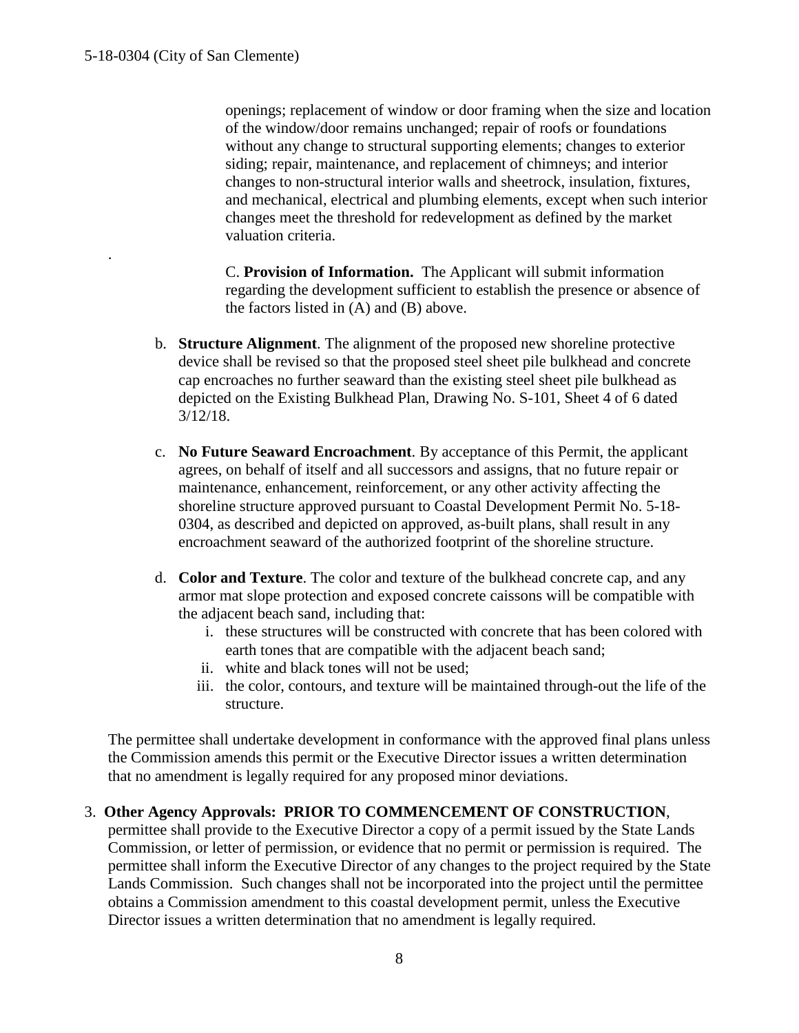openings; replacement of window or door framing when the size and location of the window/door remains unchanged; repair of roofs or foundations without any change to structural supporting elements; changes to exterior siding; repair, maintenance, and replacement of chimneys; and interior changes to non-structural interior walls and sheetrock, insulation, fixtures, and mechanical, electrical and plumbing elements, except when such interior changes meet the threshold for redevelopment as defined by the market valuation criteria.

C. **Provision of Information.** The Applicant will submit information regarding the development sufficient to establish the presence or absence of the factors listed in (A) and (B) above.

b. **Structure Alignment**. The alignment of the proposed new shoreline protective device shall be revised so that the proposed steel sheet pile bulkhead and concrete cap encroaches no further seaward than the existing steel sheet pile bulkhead as depicted on the Existing Bulkhead Plan, Drawing No. S-101, Sheet 4 of 6 dated 3/12/18.

c. **No Future Seaward Encroachment**. By acceptance of this Permit, the applicant agrees, on behalf of itself and all successors and assigns, that no future repair or maintenance, enhancement, reinforcement, or any other activity affecting the shoreline structure approved pursuant to Coastal Development Permit No. 5-18-0304, as described and depicted on approved, as-built plans, shall result in any encroachment seaward of the authorized footprint of the shoreline structure.

d. **Color and Texture**. The color and texture of the bulkhead concrete cap, and any armor mat slope protection and exposed concrete caissons will be compatible with the adjacent beach sand, including that:
   i. these structures will be constructed with concrete that has been colored with earth tones that are compatible with the adjacent beach sand;
   ii. white and black tones will not be used;
   iii. the color, contours, and texture will be maintained through-out the life of the structure.

The permittee shall undertake development in conformance with the approved final plans unless the Commission amends this permit or the Executive Director issues a written determination that no amendment is legally required for any proposed minor deviations.

3. **Other Agency Approvals: PRIOR TO COMMENCEMENT OF CONSTRUCTION**, permittee shall provide to the Executive Director a copy of a permit issued by the State Lands Commission, or letter of permission, or evidence that no permit or permission is required. The permittee shall inform the Executive Director of any changes to the project required by the State Lands Commission. Such changes shall not be incorporated into the project until the permittee obtains a Commission amendment to this coastal development permit, unless the Executive Director issues a written determination that no amendment is legally required.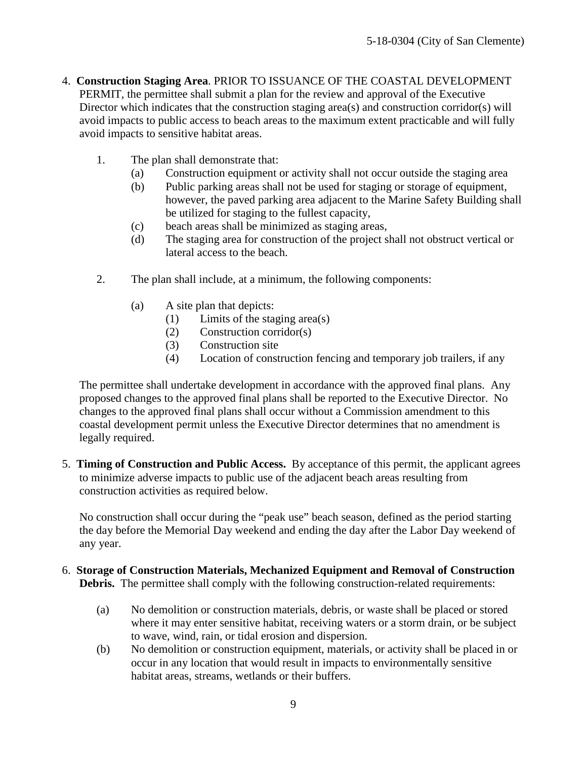4. **Construction Staging Area**. PRIOR TO ISSUANCE OF THE COASTAL DEVELOPMENT PERMIT, the permittee shall submit a plan for the review and approval of the Executive Director which indicates that the construction staging area(s) and construction corridor(s) will avoid impacts to public access to beach areas to the maximum extent practicable and will fully avoid impacts to sensitive habitat areas.

   1. The plan shall demonstrate that:
      - (a) Construction equipment or activity shall not occur outside the staging area
      - (b) Public parking areas shall not be used for staging or storage of equipment, however, the paved parking area adjacent to the Marine Safety Building shall be utilized for staging to the fullest capacity,
      - (c) beach areas shall be minimized as staging areas,
      - (d) The staging area for construction of the project shall not obstruct vertical or lateral access to the beach.

   2. The plan shall include, at a minimum, the following components:

      - (a) A site plan that depicts:
        - (1) Limits of the staging area(s)
        - (2) Construction corridor(s)
        - (3) Construction site
        - (4) Location of construction fencing and temporary job trailers, if any

   The permittee shall undertake development in accordance with the approved final plans. Any proposed changes to the approved final plans shall be reported to the Executive Director. No changes to the approved final plans shall occur without a Commission amendment to this coastal development permit unless the Executive Director determines that no amendment is legally required.

5. **Timing of Construction and Public Access.** By acceptance of this permit, the applicant agrees to minimize adverse impacts to public use of the adjacent beach areas resulting from construction activities as required below.

   No construction shall occur during the "peak use" beach season, defined as the period starting the day before the Memorial Day weekend and ending the day after the Labor Day weekend of any year.

6. **Storage of Construction Materials, Mechanized Equipment and Removal of Construction Debris.** The permittee shall comply with the following construction-related requirements:

   - (a) No demolition or construction materials, debris, or waste shall be placed or stored where it may enter sensitive habitat, receiving waters or a storm drain, or be subject to wave, wind, rain, or tidal erosion and dispersion.
   - (b) No demolition or construction equipment, materials, or activity shall be placed in or occur in any location that would result in impacts to environmentally sensitive habitat areas, streams, wetlands or their buffers.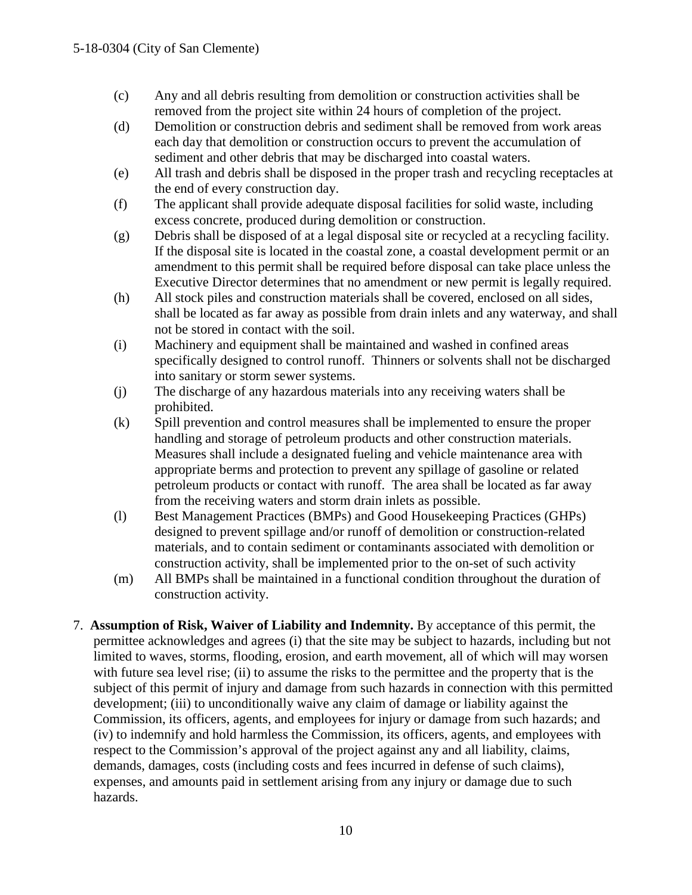(c) Any and all debris resulting from demolition or construction activities shall be removed from the project site within 24 hours of completion of the project.

(d) Demolition or construction debris and sediment shall be removed from work areas each day that demolition or construction occurs to prevent the accumulation of sediment and other debris that may be discharged into coastal waters.

(e) All trash and debris shall be disposed in the proper trash and recycling receptacles at the end of every construction day.

(f) The applicant shall provide adequate disposal facilities for solid waste, including excess concrete, produced during demolition or construction.

(g) Debris shall be disposed of at a legal disposal site or recycled at a recycling facility. If the disposal site is located in the coastal zone, a coastal development permit or an amendment to this permit shall be required before disposal can take place unless the Executive Director determines that no amendment or new permit is legally required.

(h) All stock piles and construction materials shall be covered, enclosed on all sides, shall be located as far away as possible from drain inlets and any waterway, and shall not be stored in contact with the soil.

(i) Machinery and equipment shall be maintained and washed in confined areas specifically designed to control runoff. Thinners or solvents shall not be discharged into sanitary or storm sewer systems.

(j) The discharge of any hazardous materials into any receiving waters shall be prohibited.

(k) Spill prevention and control measures shall be implemented to ensure the proper handling and storage of petroleum products and other construction materials. Measures shall include a designated fueling and vehicle maintenance area with appropriate berms and protection to prevent any spillage of gasoline or related petroleum products or contact with runoff. The area shall be located as far away from the receiving waters and storm drain inlets as possible.

(l) Best Management Practices (BMPs) and Good Housekeeping Practices (GHPs) designed to prevent spillage and/or runoff of demolition or construction-related materials, and to contain sediment or contaminants associated with demolition or construction activity, shall be implemented prior to the on-set of such activity

(m) All BMPs shall be maintained in a functional condition throughout the duration of construction activity.

7. **Assumption of Risk, Waiver of Liability and Indemnity.** By acceptance of this permit, the permittee acknowledges and agrees (i) that the site may be subject to hazards, including but not limited to waves, storms, flooding, erosion, and earth movement, all of which will may worsen with future sea level rise; (ii) to assume the risks to the permittee and the property that is the subject of this permit of injury and damage from such hazards in connection with this permitted development; (iii) to unconditionally waive any claim of damage or liability against the Commission, its officers, agents, and employees for injury or damage from such hazards; and (iv) to indemnify and hold harmless the Commission, its officers, agents, and employees with respect to the Commission's approval of the project against any and all liability, claims, demands, damages, costs (including costs and fees incurred in defense of such claims), expenses, and amounts paid in settlement arising from any injury or damage due to such hazards.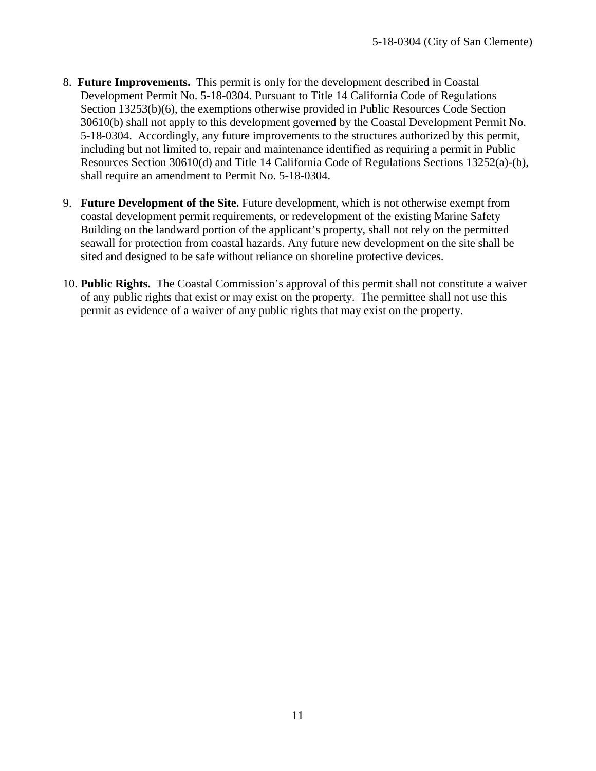8. **Future Improvements.** This permit is only for the development described in Coastal Development Permit No. 5-18-0304. Pursuant to Title 14 California Code of Regulations Section 13253(b)(6), the exemptions otherwise provided in Public Resources Code Section 30610(b) shall not apply to this development governed by the Coastal Development Permit No. 5-18-0304. Accordingly, any future improvements to the structures authorized by this permit, including but not limited to, repair and maintenance identified as requiring a permit in Public Resources Section 30610(d) and Title 14 California Code of Regulations Sections 13252(a)-(b), shall require an amendment to Permit No. 5-18-0304.

9. **Future Development of the Site.** Future development, which is not otherwise exempt from coastal development permit requirements, or redevelopment of the existing Marine Safety Building on the landward portion of the applicant's property, shall not rely on the permitted seawall for protection from coastal hazards. Any future new development on the site shall be sited and designed to be safe without reliance on shoreline protective devices.

10. **Public Rights.** The Coastal Commission's approval of this permit shall not constitute a waiver of any public rights that exist or may exist on the property. The permittee shall not use this permit as evidence of a waiver of any public rights that may exist on the property.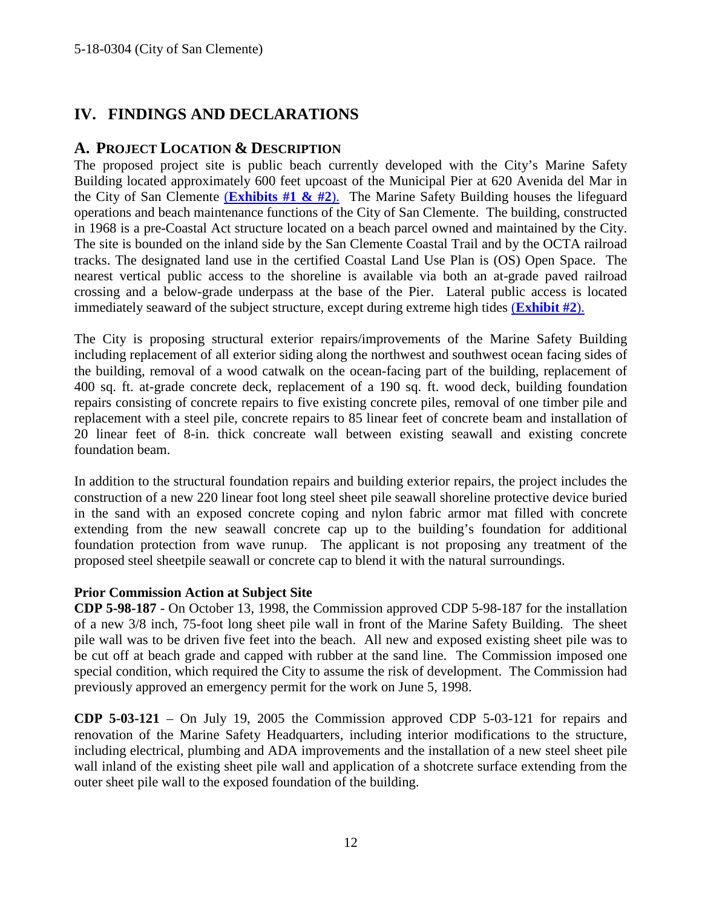# IV. FINDINGS AND DECLARATIONS

## A. PROJECT LOCATION & DESCRIPTION

The proposed project site is public beach currently developed with the City's Marine Safety Building located approximately 600 feet upcoast of the Municipal Pier at 620 Avenida del Mar in the City of San Clemente (**Exhibits #1 & #2**). The Marine Safety Building houses the lifeguard operations and beach maintenance functions of the City of San Clemente. The building, constructed in 1968 is a pre-Coastal Act structure located on a beach parcel owned and maintained by the City. The site is bounded on the inland side by the San Clemente Coastal Trail and by the OCTA railroad tracks. The designated land use in the certified Coastal Land Use Plan is (OS) Open Space. The nearest vertical public access to the shoreline is available via both an at-grade paved railroad crossing and a below-grade underpass at the base of the Pier. Lateral public access is located immediately seaward of the subject structure, except during extreme high tides (**Exhibit #2**).

The City is proposing structural exterior repairs/improvements of the Marine Safety Building including replacement of all exterior siding along the northwest and southwest ocean facing sides of the building, removal of a wood catwalk on the ocean-facing part of the building, replacement of 400 sq. ft. at-grade concrete deck, replacement of a 190 sq. ft. wood deck, building foundation repairs consisting of concrete repairs to five existing concrete piles, removal of one timber pile and replacement with a steel pile, concrete repairs to 85 linear feet of concrete beam and installation of 20 linear feet of 8-in. thick concreate wall between existing seawall and existing concrete foundation beam.

In addition to the structural foundation repairs and building exterior repairs, the project includes the construction of a new 220 linear foot long steel sheet pile seawall shoreline protective device buried in the sand with an exposed concrete coping and nylon fabric armor mat filled with concrete extending from the new seawall concrete cap up to the building's foundation for additional foundation protection from wave runup. The applicant is not proposing any treatment of the proposed steel sheetpile seawall or concrete cap to blend it with the natural surroundings.

**Prior Commission Action at Subject Site**

**CDP 5-98-187** - On October 13, 1998, the Commission approved CDP 5-98-187 for the installation of a new 3/8 inch, 75-foot long sheet pile wall in front of the Marine Safety Building. The sheet pile wall was to be driven five feet into the beach. All new and exposed existing sheet pile was to be cut off at beach grade and capped with rubber at the sand line. The Commission imposed one special condition, which required the City to assume the risk of development. The Commission had previously approved an emergency permit for the work on June 5, 1998.

**CDP 5-03-121** – On July 19, 2005 the Commission approved CDP 5-03-121 for repairs and renovation of the Marine Safety Headquarters, including interior modifications to the structure, including electrical, plumbing and ADA improvements and the installation of a new steel sheet pile wall inland of the existing sheet pile wall and application of a shotcrete surface extending from the outer sheet pile wall to the exposed foundation of the building.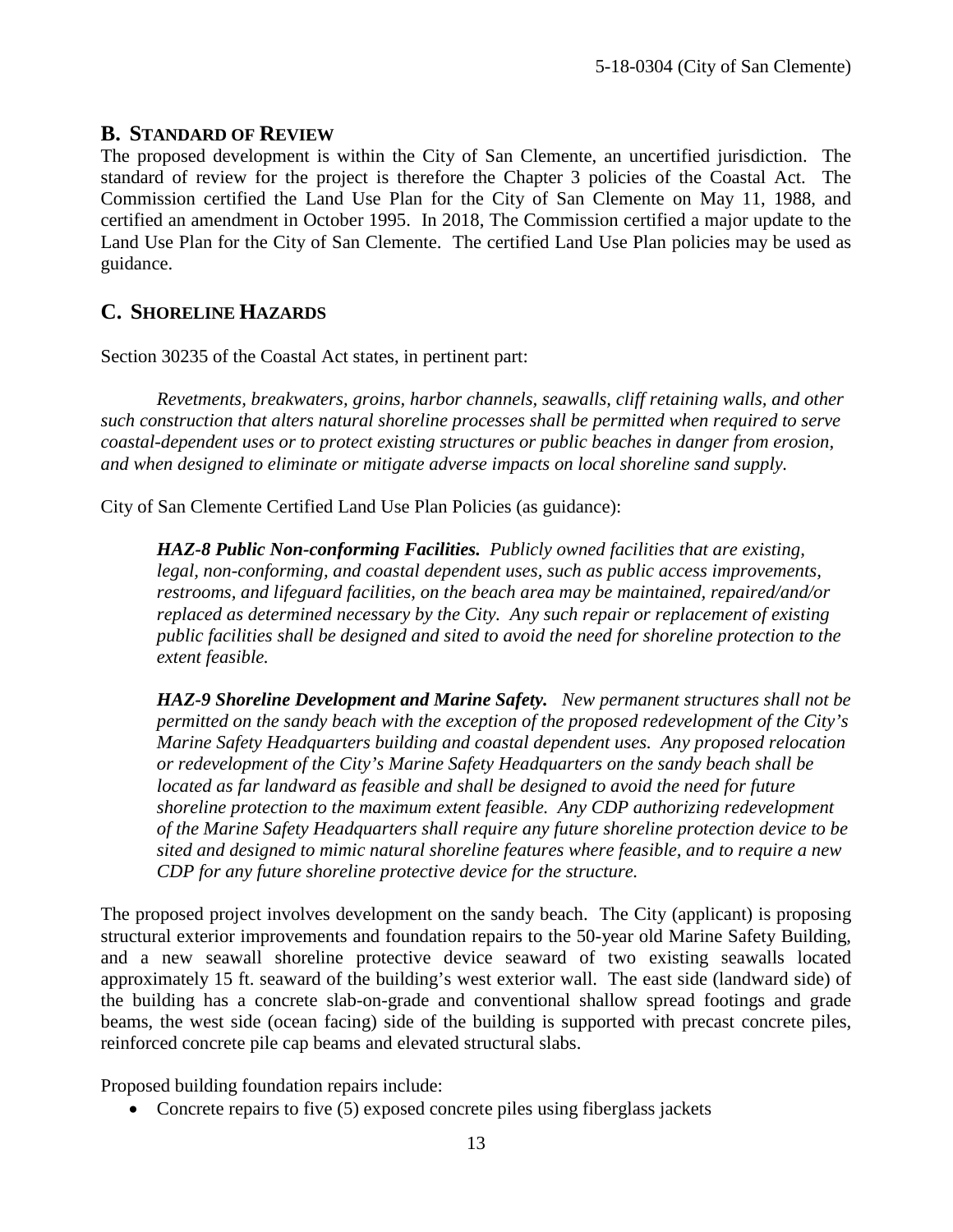## B. STANDARD OF REVIEW

The proposed development is within the City of San Clemente, an uncertified jurisdiction. The standard of review for the project is therefore the Chapter 3 policies of the Coastal Act. The Commission certified the Land Use Plan for the City of San Clemente on May 11, 1988, and certified an amendment in October 1995. In 2018, The Commission certified a major update to the Land Use Plan for the City of San Clemente. The certified Land Use Plan policies may be used as guidance.

## C. SHORELINE HAZARDS

Section 30235 of the Coastal Act states, in pertinent part:

*Revetments, breakwaters, groins, harbor channels, seawalls, cliff retaining walls, and other such construction that alters natural shoreline processes shall be permitted when required to serve coastal-dependent uses or to protect existing structures or public beaches in danger from erosion, and when designed to eliminate or mitigate adverse impacts on local shoreline sand supply.*

City of San Clemente Certified Land Use Plan Policies (as guidance):

> ***HAZ-8 Public Non-conforming Facilities.*** *Publicly owned facilities that are existing, legal, non-conforming, and coastal dependent uses, such as public access improvements, restrooms, and lifeguard facilities, on the beach area may be maintained, repaired/and/or replaced as determined necessary by the City. Any such repair or replacement of existing public facilities shall be designed and sited to avoid the need for shoreline protection to the extent feasible.*
>
> ***HAZ-9 Shoreline Development and Marine Safety.*** *New permanent structures shall not be permitted on the sandy beach with the exception of the proposed redevelopment of the City's Marine Safety Headquarters building and coastal dependent uses. Any proposed relocation or redevelopment of the City's Marine Safety Headquarters on the sandy beach shall be located as far landward as feasible and shall be designed to avoid the need for future shoreline protection to the maximum extent feasible. Any CDP authorizing redevelopment of the Marine Safety Headquarters shall require any future shoreline protection device to be sited and designed to mimic natural shoreline features where feasible, and to require a new CDP for any future shoreline protective device for the structure.*

The proposed project involves development on the sandy beach. The City (applicant) is proposing structural exterior improvements and foundation repairs to the 50-year old Marine Safety Building, and a new seawall shoreline protective device seaward of two existing seawalls located approximately 15 ft. seaward of the building's west exterior wall. The east side (landward side) of the building has a concrete slab-on-grade and conventional shallow spread footings and grade beams, the west side (ocean facing) side of the building is supported with precast concrete piles, reinforced concrete pile cap beams and elevated structural slabs.

Proposed building foundation repairs include:

- Concrete repairs to five (5) exposed concrete piles using fiberglass jackets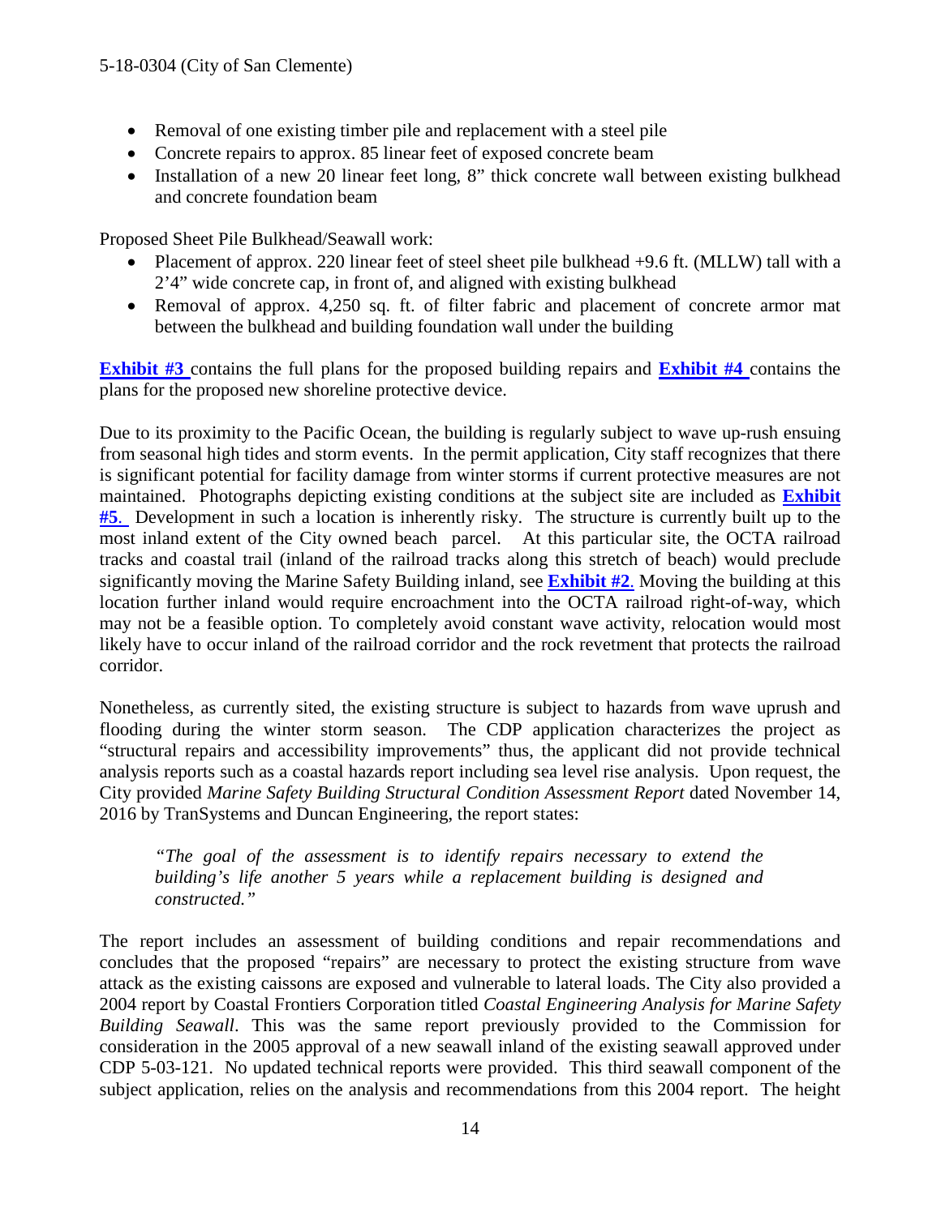- Removal of one existing timber pile and replacement with a steel pile
- Concrete repairs to approx. 85 linear feet of exposed concrete beam
- Installation of a new 20 linear feet long, 8" thick concrete wall between existing bulkhead and concrete foundation beam

Proposed Sheet Pile Bulkhead/Seawall work:

- Placement of approx. 220 linear feet of steel sheet pile bulkhead +9.6 ft. (MLLW) tall with a 2'4" wide concrete cap, in front of, and aligned with existing bulkhead
- Removal of approx. 4,250 sq. ft. of filter fabric and placement of concrete armor mat between the bulkhead and building foundation wall under the building

**Exhibit #3** contains the full plans for the proposed building repairs and **Exhibit #4** contains the plans for the proposed new shoreline protective device.

Due to its proximity to the Pacific Ocean, the building is regularly subject to wave up-rush ensuing from seasonal high tides and storm events. In the permit application, City staff recognizes that there is significant potential for facility damage from winter storms if current protective measures are not maintained. Photographs depicting existing conditions at the subject site are included as **Exhibit #5**. Development in such a location is inherently risky. The structure is currently built up to the most inland extent of the City owned beach parcel. At this particular site, the OCTA railroad tracks and coastal trail (inland of the railroad tracks along this stretch of beach) would preclude significantly moving the Marine Safety Building inland, see **Exhibit #2**. Moving the building at this location further inland would require encroachment into the OCTA railroad right-of-way, which may not be a feasible option. To completely avoid constant wave activity, relocation would most likely have to occur inland of the railroad corridor and the rock revetment that protects the railroad corridor.

Nonetheless, as currently sited, the existing structure is subject to hazards from wave uprush and flooding during the winter storm season. The CDP application characterizes the project as "structural repairs and accessibility improvements" thus, the applicant did not provide technical analysis reports such as a coastal hazards report including sea level rise analysis. Upon request, the City provided *Marine Safety Building Structural Condition Assessment Report* dated November 14, 2016 by TranSystems and Duncan Engineering, the report states:

> *"The goal of the assessment is to identify repairs necessary to extend the building's life another 5 years while a replacement building is designed and constructed."*

The report includes an assessment of building conditions and repair recommendations and concludes that the proposed "repairs" are necessary to protect the existing structure from wave attack as the existing caissons are exposed and vulnerable to lateral loads. The City also provided a 2004 report by Coastal Frontiers Corporation titled *Coastal Engineering Analysis for Marine Safety Building Seawall*. This was the same report previously provided to the Commission for consideration in the 2005 approval of a new seawall inland of the existing seawall approved under CDP 5-03-121. No updated technical reports were provided. This third seawall component of the subject application, relies on the analysis and recommendations from this 2004 report. The height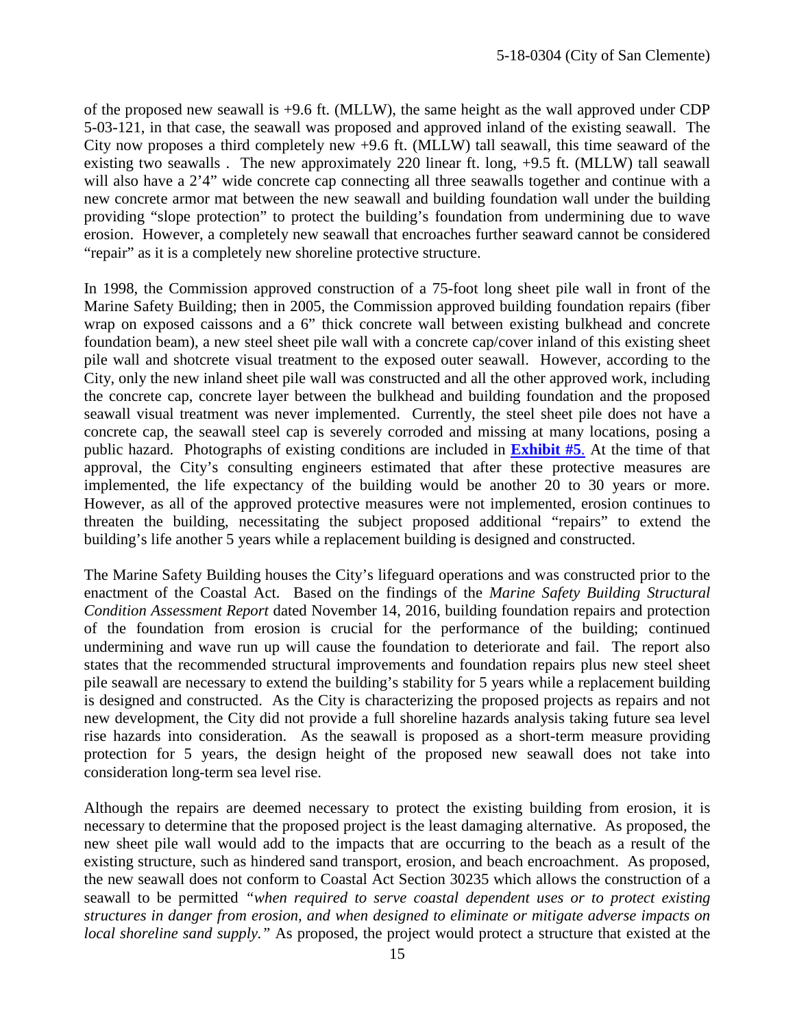of the proposed new seawall is +9.6 ft. (MLLW), the same height as the wall approved under CDP 5-03-121, in that case, the seawall was proposed and approved inland of the existing seawall. The City now proposes a third completely new +9.6 ft. (MLLW) tall seawall, this time seaward of the existing two seawalls . The new approximately 220 linear ft. long, +9.5 ft. (MLLW) tall seawall will also have a 2'4" wide concrete cap connecting all three seawalls together and continue with a new concrete armor mat between the new seawall and building foundation wall under the building providing "slope protection" to protect the building's foundation from undermining due to wave erosion. However, a completely new seawall that encroaches further seaward cannot be considered "repair" as it is a completely new shoreline protective structure.

In 1998, the Commission approved construction of a 75-foot long sheet pile wall in front of the Marine Safety Building; then in 2005, the Commission approved building foundation repairs (fiber wrap on exposed caissons and a 6" thick concrete wall between existing bulkhead and concrete foundation beam), a new steel sheet pile wall with a concrete cap/cover inland of this existing sheet pile wall and shotcrete visual treatment to the exposed outer seawall. However, according to the City, only the new inland sheet pile wall was constructed and all the other approved work, including the concrete cap, concrete layer between the bulkhead and building foundation and the proposed seawall visual treatment was never implemented. Currently, the steel sheet pile does not have a concrete cap, the seawall steel cap is severely corroded and missing at many locations, posing a public hazard. Photographs of existing conditions are included in **Exhibit #5**. At the time of that approval, the City's consulting engineers estimated that after these protective measures are implemented, the life expectancy of the building would be another 20 to 30 years or more. However, as all of the approved protective measures were not implemented, erosion continues to threaten the building, necessitating the subject proposed additional "repairs" to extend the building's life another 5 years while a replacement building is designed and constructed.

The Marine Safety Building houses the City's lifeguard operations and was constructed prior to the enactment of the Coastal Act. Based on the findings of the *Marine Safety Building Structural Condition Assessment Report* dated November 14, 2016, building foundation repairs and protection of the foundation from erosion is crucial for the performance of the building; continued undermining and wave run up will cause the foundation to deteriorate and fail. The report also states that the recommended structural improvements and foundation repairs plus new steel sheet pile seawall are necessary to extend the building's stability for 5 years while a replacement building is designed and constructed. As the City is characterizing the proposed projects as repairs and not new development, the City did not provide a full shoreline hazards analysis taking future sea level rise hazards into consideration. As the seawall is proposed as a short-term measure providing protection for 5 years, the design height of the proposed new seawall does not take into consideration long-term sea level rise.

Although the repairs are deemed necessary to protect the existing building from erosion, it is necessary to determine that the proposed project is the least damaging alternative. As proposed, the new sheet pile wall would add to the impacts that are occurring to the beach as a result of the existing structure, such as hindered sand transport, erosion, and beach encroachment. As proposed, the new seawall does not conform to Coastal Act Section 30235 which allows the construction of a seawall to be permitted *"when required to serve coastal dependent uses or to protect existing structures in danger from erosion, and when designed to eliminate or mitigate adverse impacts on local shoreline sand supply."* As proposed, the project would protect a structure that existed at the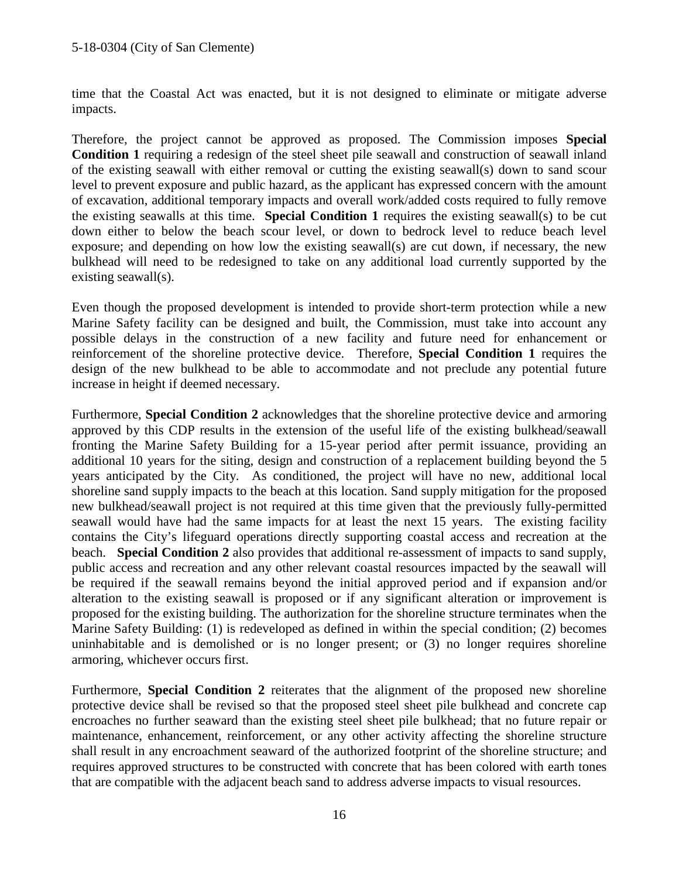time that the Coastal Act was enacted, but it is not designed to eliminate or mitigate adverse impacts.

Therefore, the project cannot be approved as proposed. The Commission imposes **Special Condition 1** requiring a redesign of the steel sheet pile seawall and construction of seawall inland of the existing seawall with either removal or cutting the existing seawall(s) down to sand scour level to prevent exposure and public hazard, as the applicant has expressed concern with the amount of excavation, additional temporary impacts and overall work/added costs required to fully remove the existing seawalls at this time. **Special Condition 1** requires the existing seawall(s) to be cut down either to below the beach scour level, or down to bedrock level to reduce beach level exposure; and depending on how low the existing seawall(s) are cut down, if necessary, the new bulkhead will need to be redesigned to take on any additional load currently supported by the existing seawall(s).

Even though the proposed development is intended to provide short-term protection while a new Marine Safety facility can be designed and built, the Commission, must take into account any possible delays in the construction of a new facility and future need for enhancement or reinforcement of the shoreline protective device. Therefore, **Special Condition 1** requires the design of the new bulkhead to be able to accommodate and not preclude any potential future increase in height if deemed necessary.

Furthermore, **Special Condition 2** acknowledges that the shoreline protective device and armoring approved by this CDP results in the extension of the useful life of the existing bulkhead/seawall fronting the Marine Safety Building for a 15-year period after permit issuance, providing an additional 10 years for the siting, design and construction of a replacement building beyond the 5 years anticipated by the City. As conditioned, the project will have no new, additional local shoreline sand supply impacts to the beach at this location. Sand supply mitigation for the proposed new bulkhead/seawall project is not required at this time given that the previously fully-permitted seawall would have had the same impacts for at least the next 15 years. The existing facility contains the City's lifeguard operations directly supporting coastal access and recreation at the beach. **Special Condition 2** also provides that additional re-assessment of impacts to sand supply, public access and recreation and any other relevant coastal resources impacted by the seawall will be required if the seawall remains beyond the initial approved period and if expansion and/or alteration to the existing seawall is proposed or if any significant alteration or improvement is proposed for the existing building. The authorization for the shoreline structure terminates when the Marine Safety Building: (1) is redeveloped as defined in within the special condition; (2) becomes uninhabitable and is demolished or is no longer present; or (3) no longer requires shoreline armoring, whichever occurs first.

Furthermore, **Special Condition 2** reiterates that the alignment of the proposed new shoreline protective device shall be revised so that the proposed steel sheet pile bulkhead and concrete cap encroaches no further seaward than the existing steel sheet pile bulkhead; that no future repair or maintenance, enhancement, reinforcement, or any other activity affecting the shoreline structure shall result in any encroachment seaward of the authorized footprint of the shoreline structure; and requires approved structures to be constructed with concrete that has been colored with earth tones that are compatible with the adjacent beach sand to address adverse impacts to visual resources.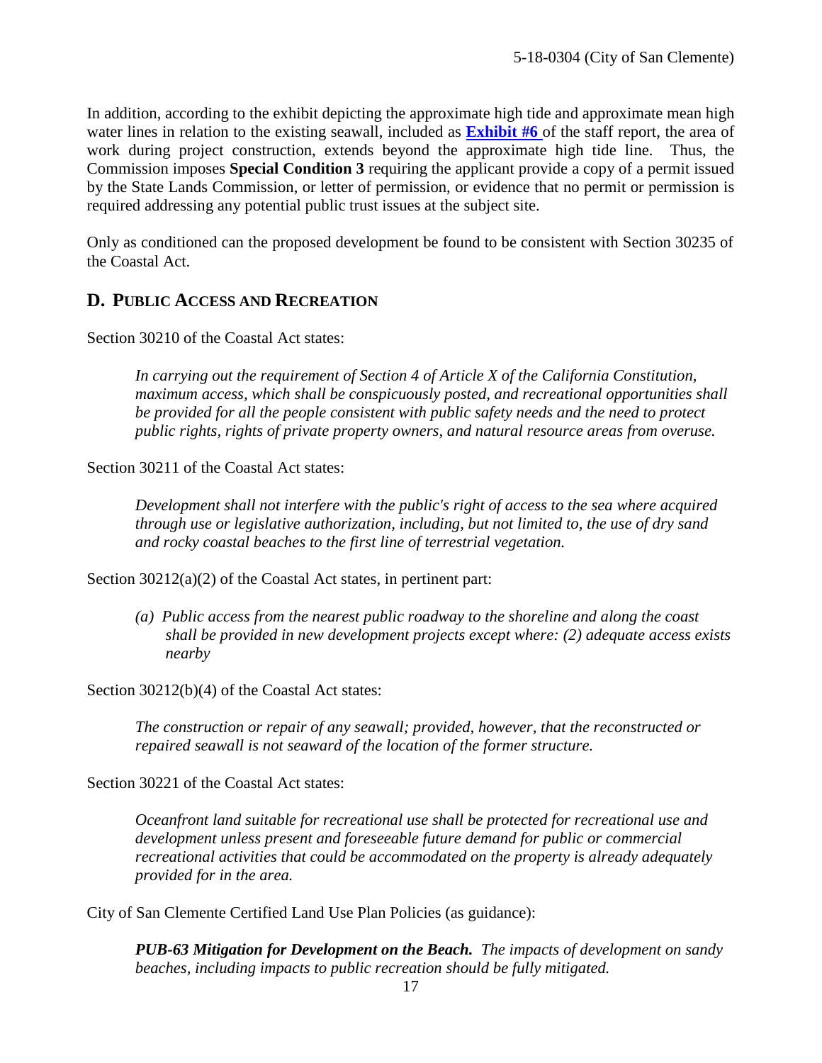In addition, according to the exhibit depicting the approximate high tide and approximate mean high water lines in relation to the existing seawall, included as **Exhibit #6** of the staff report, the area of work during project construction, extends beyond the approximate high tide line. Thus, the Commission imposes **Special Condition 3** requiring the applicant provide a copy of a permit issued by the State Lands Commission, or letter of permission, or evidence that no permit or permission is required addressing any potential public trust issues at the subject site.

Only as conditioned can the proposed development be found to be consistent with Section 30235 of the Coastal Act.

## D. PUBLIC ACCESS AND RECREATION

Section 30210 of the Coastal Act states:

> *In carrying out the requirement of Section 4 of Article X of the California Constitution, maximum access, which shall be conspicuously posted, and recreational opportunities shall be provided for all the people consistent with public safety needs and the need to protect public rights, rights of private property owners, and natural resource areas from overuse.*

Section 30211 of the Coastal Act states:

> *Development shall not interfere with the public's right of access to the sea where acquired through use or legislative authorization, including, but not limited to, the use of dry sand and rocky coastal beaches to the first line of terrestrial vegetation.*

Section 30212(a)(2) of the Coastal Act states, in pertinent part:

> *(a) Public access from the nearest public roadway to the shoreline and along the coast shall be provided in new development projects except where: (2) adequate access exists nearby*

Section 30212(b)(4) of the Coastal Act states:

> *The construction or repair of any seawall; provided, however, that the reconstructed or repaired seawall is not seaward of the location of the former structure.*

Section 30221 of the Coastal Act states:

> *Oceanfront land suitable for recreational use shall be protected for recreational use and development unless present and foreseeable future demand for public or commercial recreational activities that could be accommodated on the property is already adequately provided for in the area.*

City of San Clemente Certified Land Use Plan Policies (as guidance):

> ***PUB-63 Mitigation for Development on the Beach.*** *The impacts of development on sandy beaches, including impacts to public recreation should be fully mitigated.*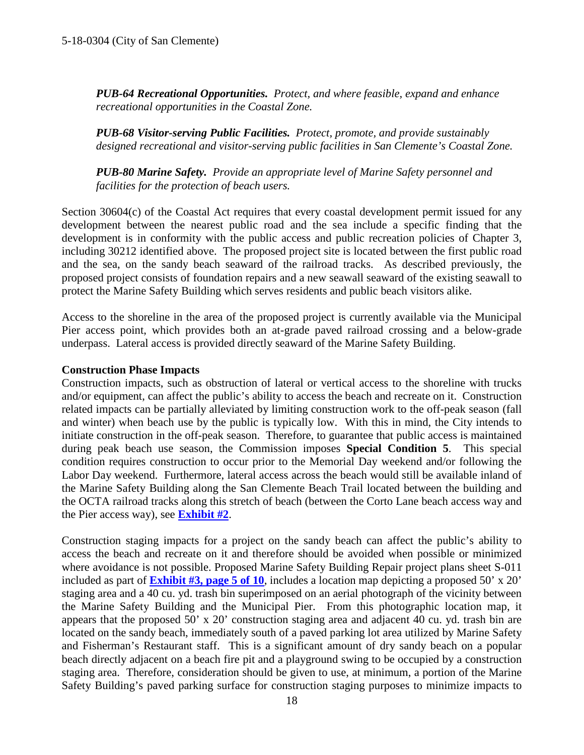***PUB-64 Recreational Opportunities.*** *Protect, and where feasible, expand and enhance recreational opportunities in the Coastal Zone.*

***PUB-68 Visitor-serving Public Facilities.*** *Protect, promote, and provide sustainably designed recreational and visitor-serving public facilities in San Clemente's Coastal Zone.*

***PUB-80 Marine Safety.*** *Provide an appropriate level of Marine Safety personnel and facilities for the protection of beach users.*

Section 30604(c) of the Coastal Act requires that every coastal development permit issued for any development between the nearest public road and the sea include a specific finding that the development is in conformity with the public access and public recreation policies of Chapter 3, including 30212 identified above. The proposed project site is located between the first public road and the sea, on the sandy beach seaward of the railroad tracks. As described previously, the proposed project consists of foundation repairs and a new seawall seaward of the existing seawall to protect the Marine Safety Building which serves residents and public beach visitors alike.

Access to the shoreline in the area of the proposed project is currently available via the Municipal Pier access point, which provides both an at-grade paved railroad crossing and a below-grade underpass. Lateral access is provided directly seaward of the Marine Safety Building.

**Construction Phase Impacts**

Construction impacts, such as obstruction of lateral or vertical access to the shoreline with trucks and/or equipment, can affect the public's ability to access the beach and recreate on it. Construction related impacts can be partially alleviated by limiting construction work to the off-peak season (fall and winter) when beach use by the public is typically low. With this in mind, the City intends to initiate construction in the off-peak season. Therefore, to guarantee that public access is maintained during peak beach use season, the Commission imposes **Special Condition 5**. This special condition requires construction to occur prior to the Memorial Day weekend and/or following the Labor Day weekend. Furthermore, lateral access across the beach would still be available inland of the Marine Safety Building along the San Clemente Beach Trail located between the building and the OCTA railroad tracks along this stretch of beach (between the Corto Lane beach access way and the Pier access way), see **Exhibit #2**.

Construction staging impacts for a project on the sandy beach can affect the public's ability to access the beach and recreate on it and therefore should be avoided when possible or minimized where avoidance is not possible. Proposed Marine Safety Building Repair project plans sheet S-011 included as part of **Exhibit #3, page 5 of 10**, includes a location map depicting a proposed 50' x 20' staging area and a 40 cu. yd. trash bin superimposed on an aerial photograph of the vicinity between the Marine Safety Building and the Municipal Pier. From this photographic location map, it appears that the proposed 50' x 20' construction staging area and adjacent 40 cu. yd. trash bin are located on the sandy beach, immediately south of a paved parking lot area utilized by Marine Safety and Fisherman's Restaurant staff. This is a significant amount of dry sandy beach on a popular beach directly adjacent on a beach fire pit and a playground swing to be occupied by a construction staging area. Therefore, consideration should be given to use, at minimum, a portion of the Marine Safety Building's paved parking surface for construction staging purposes to minimize impacts to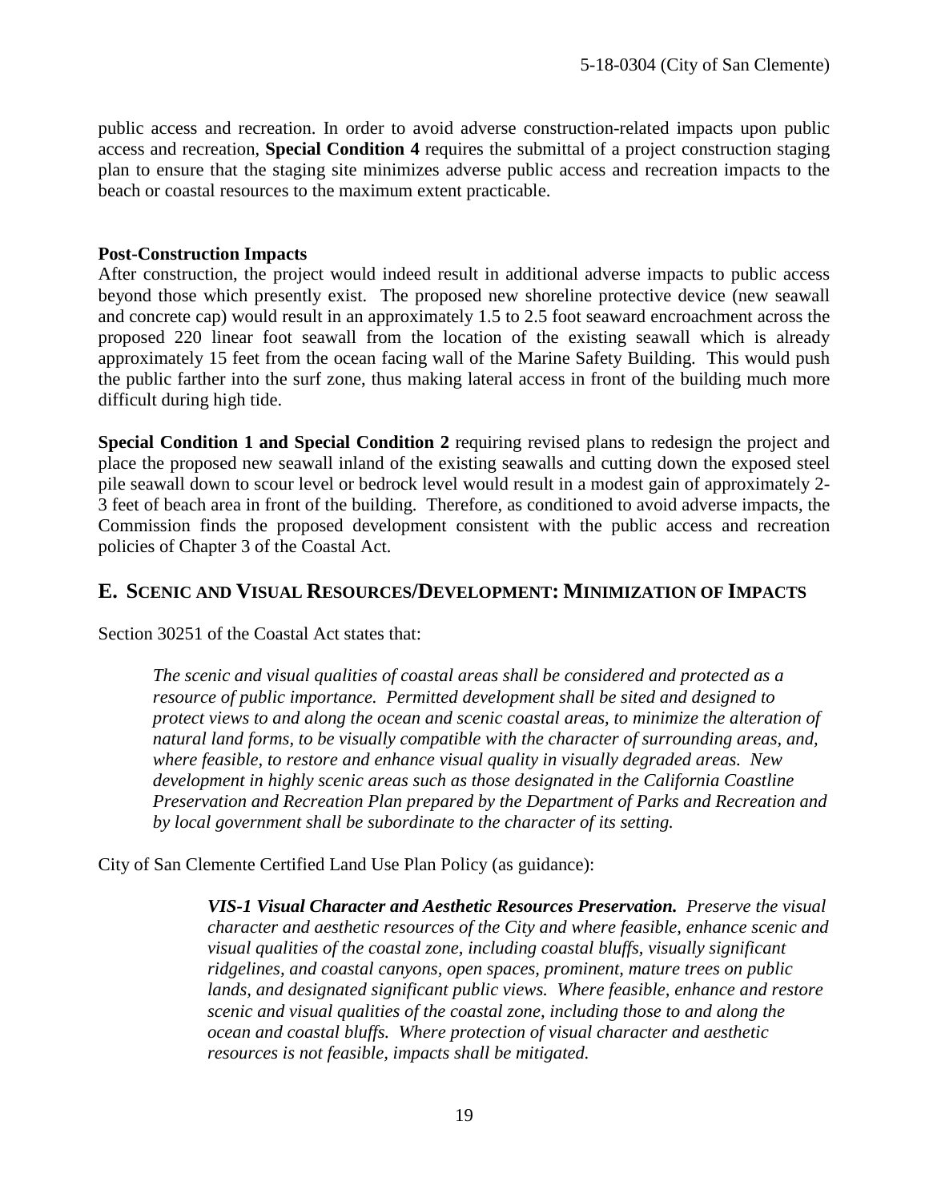public access and recreation. In order to avoid adverse construction-related impacts upon public access and recreation, **Special Condition 4** requires the submittal of a project construction staging plan to ensure that the staging site minimizes adverse public access and recreation impacts to the beach or coastal resources to the maximum extent practicable.

**Post-Construction Impacts**

After construction, the project would indeed result in additional adverse impacts to public access beyond those which presently exist. The proposed new shoreline protective device (new seawall and concrete cap) would result in an approximately 1.5 to 2.5 foot seaward encroachment across the proposed 220 linear foot seawall from the location of the existing seawall which is already approximately 15 feet from the ocean facing wall of the Marine Safety Building. This would push the public farther into the surf zone, thus making lateral access in front of the building much more difficult during high tide.

**Special Condition 1 and Special Condition 2** requiring revised plans to redesign the project and place the proposed new seawall inland of the existing seawalls and cutting down the exposed steel pile seawall down to scour level or bedrock level would result in a modest gain of approximately 2-3 feet of beach area in front of the building. Therefore, as conditioned to avoid adverse impacts, the Commission finds the proposed development consistent with the public access and recreation policies of Chapter 3 of the Coastal Act.

## E. SCENIC AND VISUAL RESOURCES/DEVELOPMENT: MINIMIZATION OF IMPACTS

Section 30251 of the Coastal Act states that:

> *The scenic and visual qualities of coastal areas shall be considered and protected as a resource of public importance. Permitted development shall be sited and designed to protect views to and along the ocean and scenic coastal areas, to minimize the alteration of natural land forms, to be visually compatible with the character of surrounding areas, and, where feasible, to restore and enhance visual quality in visually degraded areas. New development in highly scenic areas such as those designated in the California Coastline Preservation and Recreation Plan prepared by the Department of Parks and Recreation and by local government shall be subordinate to the character of its setting.*

City of San Clemente Certified Land Use Plan Policy (as guidance):

> ***VIS-1 Visual Character and Aesthetic Resources Preservation.*** *Preserve the visual character and aesthetic resources of the City and where feasible, enhance scenic and visual qualities of the coastal zone, including coastal bluffs, visually significant ridgelines, and coastal canyons, open spaces, prominent, mature trees on public lands, and designated significant public views. Where feasible, enhance and restore scenic and visual qualities of the coastal zone, including those to and along the ocean and coastal bluffs. Where protection of visual character and aesthetic resources is not feasible, impacts shall be mitigated.*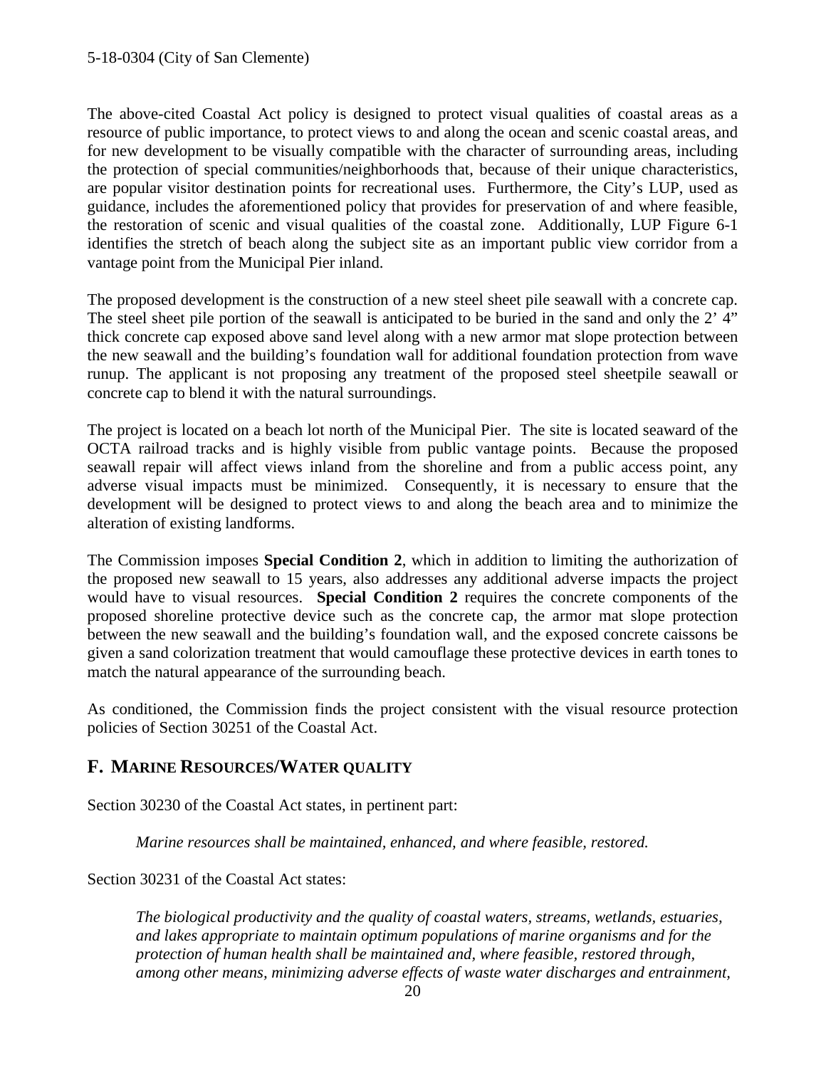The above-cited Coastal Act policy is designed to protect visual qualities of coastal areas as a resource of public importance, to protect views to and along the ocean and scenic coastal areas, and for new development to be visually compatible with the character of surrounding areas, including the protection of special communities/neighborhoods that, because of their unique characteristics, are popular visitor destination points for recreational uses. Furthermore, the City's LUP, used as guidance, includes the aforementioned policy that provides for preservation of and where feasible, the restoration of scenic and visual qualities of the coastal zone. Additionally, LUP Figure 6-1 identifies the stretch of beach along the subject site as an important public view corridor from a vantage point from the Municipal Pier inland.

The proposed development is the construction of a new steel sheet pile seawall with a concrete cap. The steel sheet pile portion of the seawall is anticipated to be buried in the sand and only the 2' 4" thick concrete cap exposed above sand level along with a new armor mat slope protection between the new seawall and the building's foundation wall for additional foundation protection from wave runup. The applicant is not proposing any treatment of the proposed steel sheetpile seawall or concrete cap to blend it with the natural surroundings.

The project is located on a beach lot north of the Municipal Pier. The site is located seaward of the OCTA railroad tracks and is highly visible from public vantage points. Because the proposed seawall repair will affect views inland from the shoreline and from a public access point, any adverse visual impacts must be minimized. Consequently, it is necessary to ensure that the development will be designed to protect views to and along the beach area and to minimize the alteration of existing landforms.

The Commission imposes **Special Condition 2**, which in addition to limiting the authorization of the proposed new seawall to 15 years, also addresses any additional adverse impacts the project would have to visual resources. **Special Condition 2** requires the concrete components of the proposed shoreline protective device such as the concrete cap, the armor mat slope protection between the new seawall and the building's foundation wall, and the exposed concrete caissons be given a sand colorization treatment that would camouflage these protective devices in earth tones to match the natural appearance of the surrounding beach.

As conditioned, the Commission finds the project consistent with the visual resource protection policies of Section 30251 of the Coastal Act.

## F. MARINE RESOURCES/WATER QUALITY

Section 30230 of the Coastal Act states, in pertinent part:

> *Marine resources shall be maintained, enhanced, and where feasible, restored.*

Section 30231 of the Coastal Act states:

> *The biological productivity and the quality of coastal waters, streams, wetlands, estuaries, and lakes appropriate to maintain optimum populations of marine organisms and for the protection of human health shall be maintained and, where feasible, restored through, among other means, minimizing adverse effects of waste water discharges and entrainment,*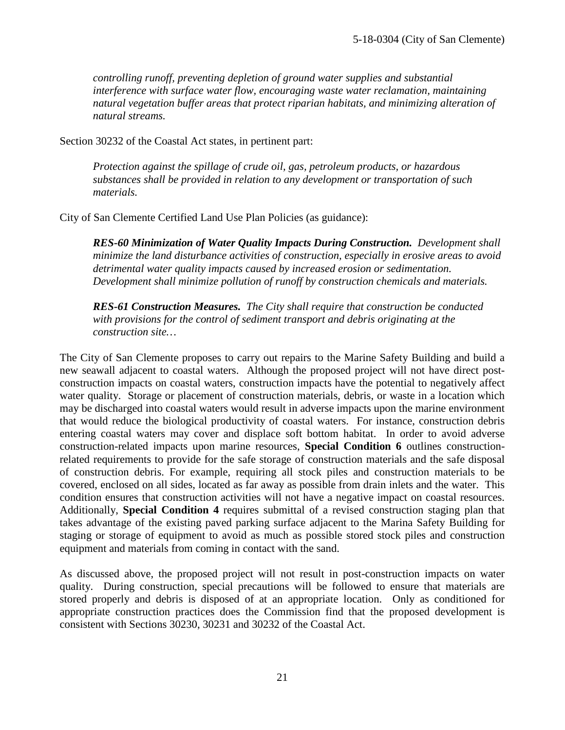*controlling runoff, preventing depletion of ground water supplies and substantial interference with surface water flow, encouraging waste water reclamation, maintaining natural vegetation buffer areas that protect riparian habitats, and minimizing alteration of natural streams.*

Section 30232 of the Coastal Act states, in pertinent part:

> *Protection against the spillage of crude oil, gas, petroleum products, or hazardous substances shall be provided in relation to any development or transportation of such materials.*

City of San Clemente Certified Land Use Plan Policies (as guidance):

> ***RES-60 Minimization of Water Quality Impacts During Construction.*** *Development shall minimize the land disturbance activities of construction, especially in erosive areas to avoid detrimental water quality impacts caused by increased erosion or sedimentation. Development shall minimize pollution of runoff by construction chemicals and materials.*
>
> ***RES-61 Construction Measures.*** *The City shall require that construction be conducted with provisions for the control of sediment transport and debris originating at the construction site…*

The City of San Clemente proposes to carry out repairs to the Marine Safety Building and build a new seawall adjacent to coastal waters. Although the proposed project will not have direct post-construction impacts on coastal waters, construction impacts have the potential to negatively affect water quality. Storage or placement of construction materials, debris, or waste in a location which may be discharged into coastal waters would result in adverse impacts upon the marine environment that would reduce the biological productivity of coastal waters. For instance, construction debris entering coastal waters may cover and displace soft bottom habitat. In order to avoid adverse construction-related impacts upon marine resources, **Special Condition 6** outlines construction-related requirements to provide for the safe storage of construction materials and the safe disposal of construction debris. For example, requiring all stock piles and construction materials to be covered, enclosed on all sides, located as far away as possible from drain inlets and the water. This condition ensures that construction activities will not have a negative impact on coastal resources. Additionally, **Special Condition 4** requires submittal of a revised construction staging plan that takes advantage of the existing paved parking surface adjacent to the Marina Safety Building for staging or storage of equipment to avoid as much as possible stored stock piles and construction equipment and materials from coming in contact with the sand.

As discussed above, the proposed project will not result in post-construction impacts on water quality. During construction, special precautions will be followed to ensure that materials are stored properly and debris is disposed of at an appropriate location. Only as conditioned for appropriate construction practices does the Commission find that the proposed development is consistent with Sections 30230, 30231 and 30232 of the Coastal Act.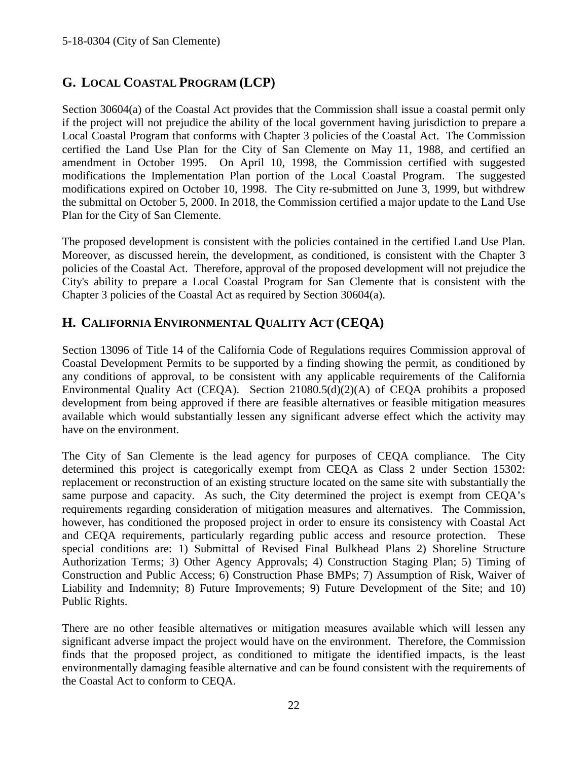## G. LOCAL COASTAL PROGRAM (LCP)

Section 30604(a) of the Coastal Act provides that the Commission shall issue a coastal permit only if the project will not prejudice the ability of the local government having jurisdiction to prepare a Local Coastal Program that conforms with Chapter 3 policies of the Coastal Act. The Commission certified the Land Use Plan for the City of San Clemente on May 11, 1988, and certified an amendment in October 1995. On April 10, 1998, the Commission certified with suggested modifications the Implementation Plan portion of the Local Coastal Program. The suggested modifications expired on October 10, 1998. The City re-submitted on June 3, 1999, but withdrew the submittal on October 5, 2000. In 2018, the Commission certified a major update to the Land Use Plan for the City of San Clemente.

The proposed development is consistent with the policies contained in the certified Land Use Plan. Moreover, as discussed herein, the development, as conditioned, is consistent with the Chapter 3 policies of the Coastal Act. Therefore, approval of the proposed development will not prejudice the City's ability to prepare a Local Coastal Program for San Clemente that is consistent with the Chapter 3 policies of the Coastal Act as required by Section 30604(a).

## H. CALIFORNIA ENVIRONMENTAL QUALITY ACT (CEQA)

Section 13096 of Title 14 of the California Code of Regulations requires Commission approval of Coastal Development Permits to be supported by a finding showing the permit, as conditioned by any conditions of approval, to be consistent with any applicable requirements of the California Environmental Quality Act (CEQA). Section 21080.5(d)(2)(A) of CEQA prohibits a proposed development from being approved if there are feasible alternatives or feasible mitigation measures available which would substantially lessen any significant adverse effect which the activity may have on the environment.

The City of San Clemente is the lead agency for purposes of CEQA compliance. The City determined this project is categorically exempt from CEQA as Class 2 under Section 15302: replacement or reconstruction of an existing structure located on the same site with substantially the same purpose and capacity. As such, the City determined the project is exempt from CEQA's requirements regarding consideration of mitigation measures and alternatives. The Commission, however, has conditioned the proposed project in order to ensure its consistency with Coastal Act and CEQA requirements, particularly regarding public access and resource protection. These special conditions are: 1) Submittal of Revised Final Bulkhead Plans 2) Shoreline Structure Authorization Terms; 3) Other Agency Approvals; 4) Construction Staging Plan; 5) Timing of Construction and Public Access; 6) Construction Phase BMPs; 7) Assumption of Risk, Waiver of Liability and Indemnity; 8) Future Improvements; 9) Future Development of the Site; and 10) Public Rights.

There are no other feasible alternatives or mitigation measures available which will lessen any significant adverse impact the project would have on the environment. Therefore, the Commission finds that the proposed project, as conditioned to mitigate the identified impacts, is the least environmentally damaging feasible alternative and can be found consistent with the requirements of the Coastal Act to conform to CEQA.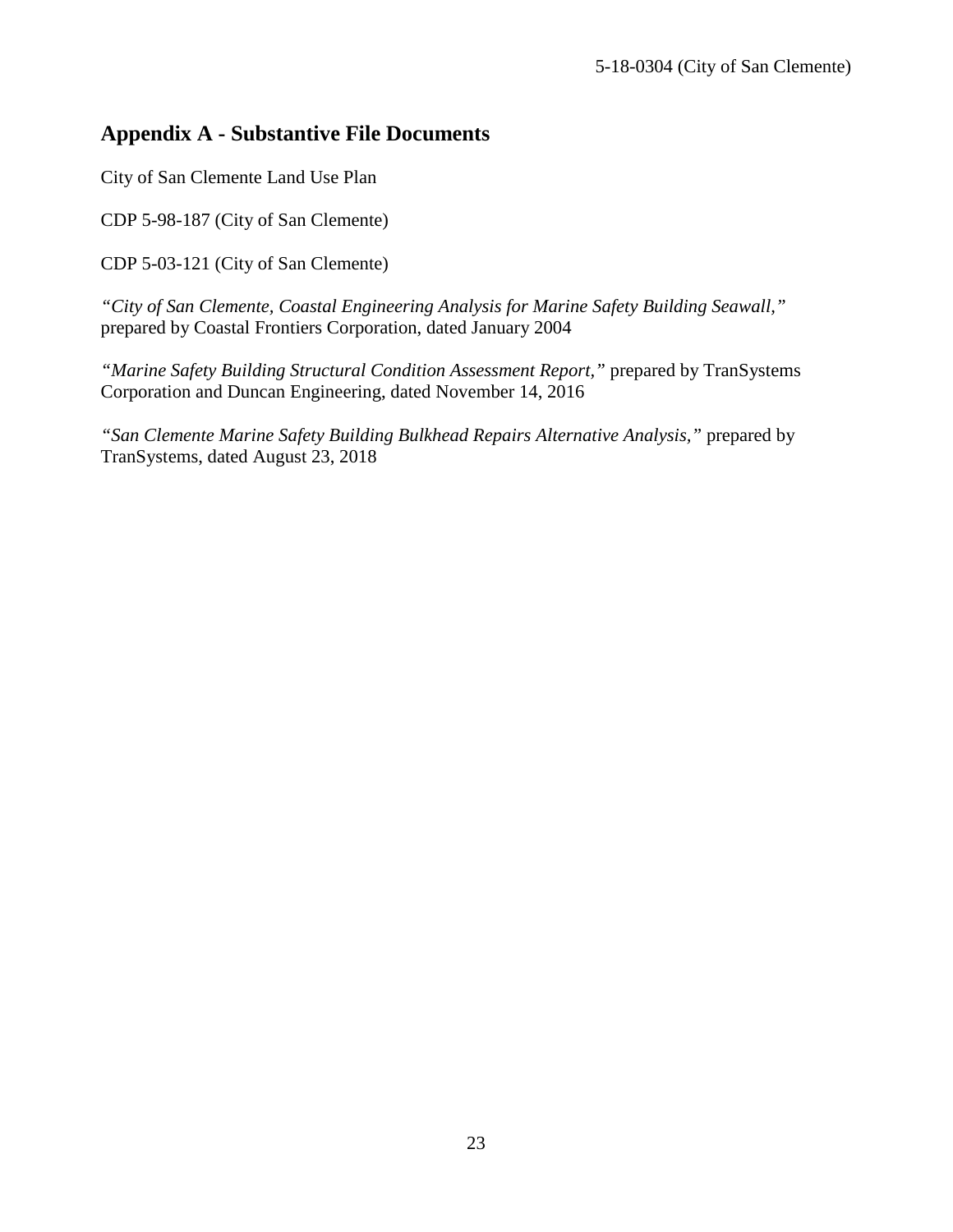## Appendix A - Substantive File Documents

City of San Clemente Land Use Plan

CDP 5-98-187 (City of San Clemente)

CDP 5-03-121 (City of San Clemente)

*"City of San Clemente, Coastal Engineering Analysis for Marine Safety Building Seawall,"* prepared by Coastal Frontiers Corporation, dated January 2004

*"Marine Safety Building Structural Condition Assessment Report,"* prepared by TranSystems Corporation and Duncan Engineering, dated November 14, 2016

*"San Clemente Marine Safety Building Bulkhead Repairs Alternative Analysis,"* prepared by TranSystems, dated August 23, 2018